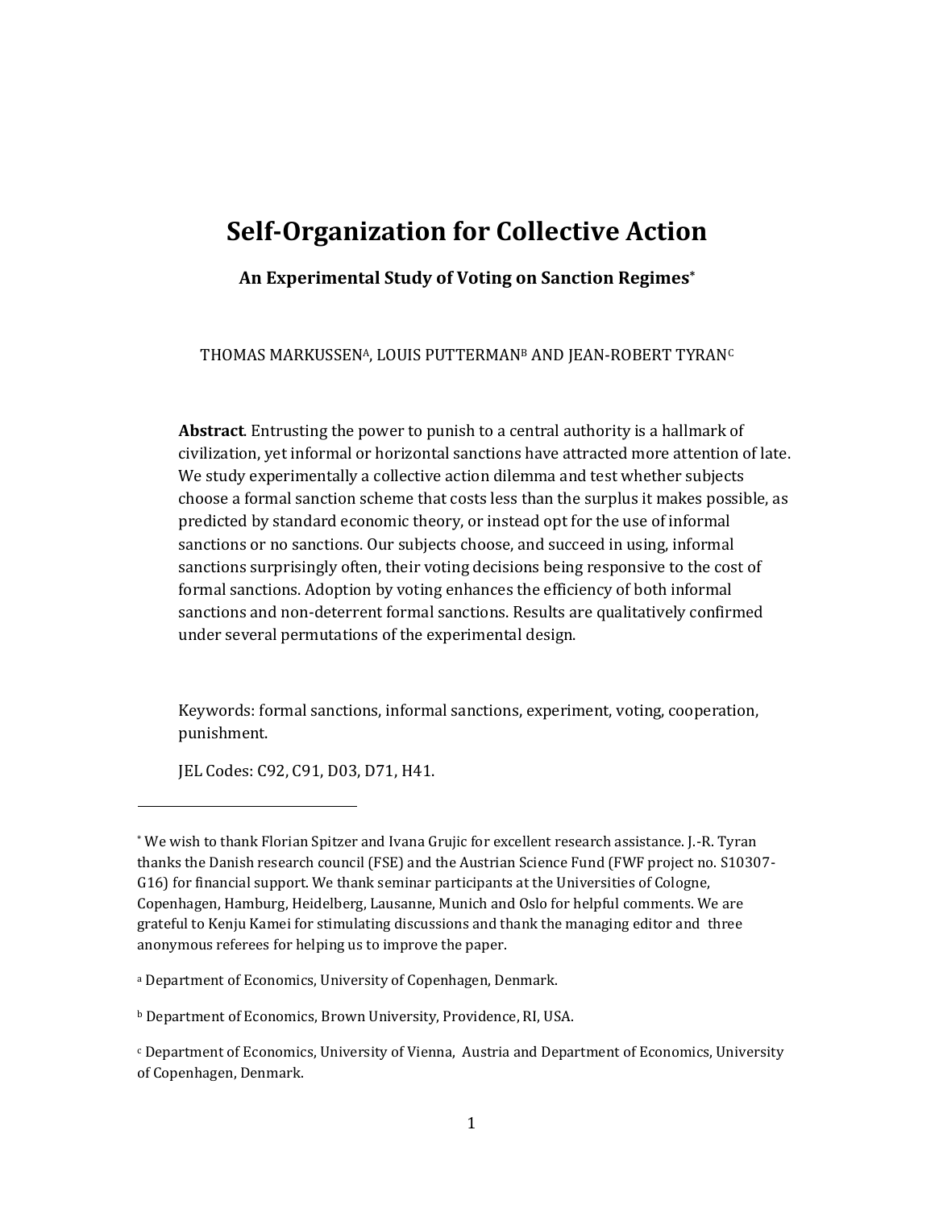# Self-Organization for Collective Action

## An Experimental Study of Voting on Sanction Regimes*

THOMAS MARKUSSEN[A], LOUIS PUTTERMAN[B] AND JEAN-ROBERT TYRAN[C]

**Abstract**. Entrusting the power to punish to a central authority is a hallmark of civilization, yet informal or horizontal sanctions have attracted more attention of late. We study experimentally a collective action dilemma and test whether subjects choose a formal sanction scheme that costs less than the surplus it makes possible, as predicted by standard economic theory, or instead opt for the use of informal sanctions or no sanctions. Our subjects choose, and succeed in using, informal sanctions surprisingly often, their voting decisions being responsive to the cost of formal sanctions. Adoption by voting enhances the efficiency of both informal sanctions and non-deterrent formal sanctions. Results are qualitatively confirmed under several permutations of the experimental design.

Keywords: formal sanctions, informal sanctions, experiment, voting, cooperation, punishment.

JEL Codes: C92, C91, D03, D71, H41.

---

* We wish to thank Florian Spitzer and Ivana Grujic for excellent research assistance. J.-R. Tyran thanks the Danish research council (FSE) and the Austrian Science Fund (FWF project no. S10307-G16) for financial support. We thank seminar participants at the Universities of Cologne, Copenhagen, Hamburg, Heidelberg, Lausanne, Munich and Oslo for helpful comments. We are grateful to Kenju Kamei for stimulating discussions and thank the managing editor and three anonymous referees for helping us to improve the paper.

[a] Department of Economics, University of Copenhagen, Denmark.

[b] Department of Economics, Brown University, Providence, RI, USA.

[c] Department of Economics, University of Vienna, Austria and Department of Economics, University of Copenhagen, Denmark.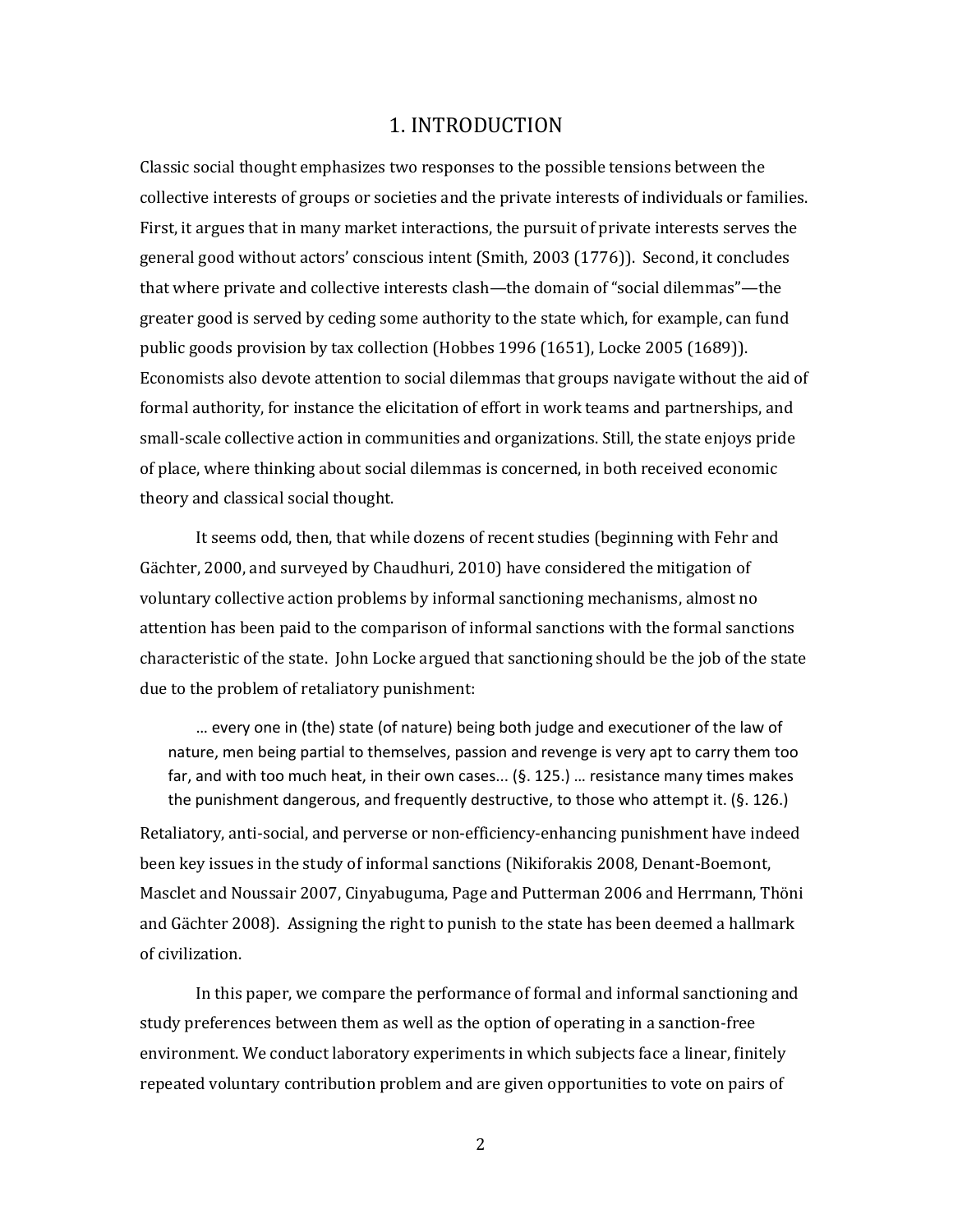# 1. INTRODUCTION

Classic social thought emphasizes two responses to the possible tensions between the collective interests of groups or societies and the private interests of individuals or families. First, it argues that in many market interactions, the pursuit of private interests serves the general good without actors' conscious intent (Smith, 2003 (1776)). Second, it concludes that where private and collective interests clash—the domain of "social dilemmas"—the greater good is served by ceding some authority to the state which, for example, can fund public goods provision by tax collection (Hobbes 1996 (1651), Locke 2005 (1689)). Economists also devote attention to social dilemmas that groups navigate without the aid of formal authority, for instance the elicitation of effort in work teams and partnerships, and small-scale collective action in communities and organizations. Still, the state enjoys pride of place, where thinking about social dilemmas is concerned, in both received economic theory and classical social thought.

It seems odd, then, that while dozens of recent studies (beginning with Fehr and Gächter, 2000, and surveyed by Chaudhuri, 2010) have considered the mitigation of voluntary collective action problems by informal sanctioning mechanisms, almost no attention has been paid to the comparison of informal sanctions with the formal sanctions characteristic of the state. John Locke argued that sanctioning should be the job of the state due to the problem of retaliatory punishment:

> … every one in (the) state (of nature) being both judge and executioner of the law of nature, men being partial to themselves, passion and revenge is very apt to carry them too far, and with too much heat, in their own cases… (§. 125.) … resistance many times makes the punishment dangerous, and frequently destructive, to those who attempt it. (§. 126.)

Retaliatory, anti-social, and perverse or non-efficiency-enhancing punishment have indeed been key issues in the study of informal sanctions (Nikiforakis 2008, Denant-Boemont, Masclet and Noussair 2007, Cinyabuguma, Page and Putterman 2006 and Herrmann, Thöni and Gächter 2008). Assigning the right to punish to the state has been deemed a hallmark of civilization.

In this paper, we compare the performance of formal and informal sanctioning and study preferences between them as well as the option of operating in a sanction-free environment. We conduct laboratory experiments in which subjects face a linear, finitely repeated voluntary contribution problem and are given opportunities to vote on pairs of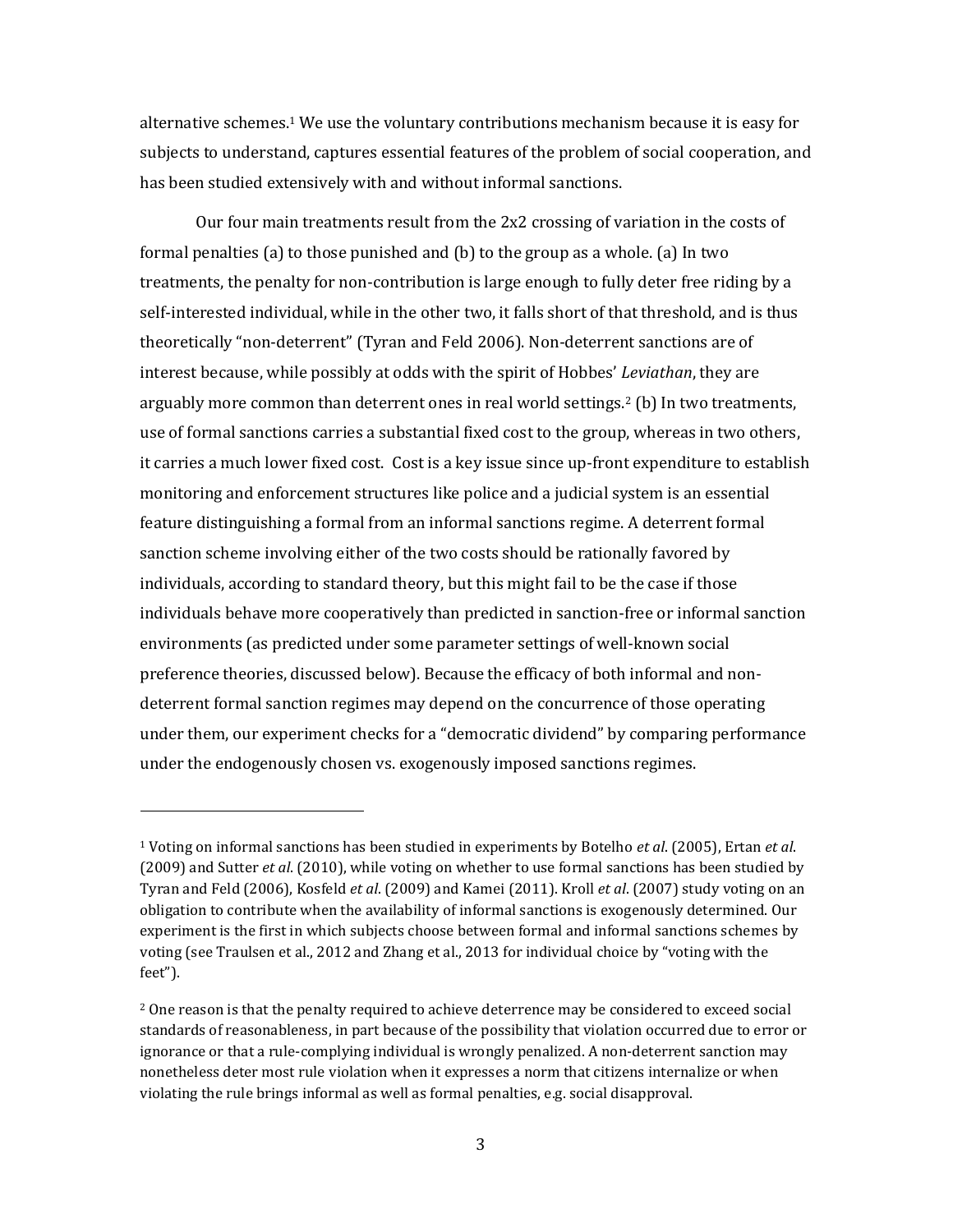alternative schemes.[1] We use the voluntary contributions mechanism because it is easy for subjects to understand, captures essential features of the problem of social cooperation, and has been studied extensively with and without informal sanctions.

Our four main treatments result from the 2x2 crossing of variation in the costs of formal penalties (a) to those punished and (b) to the group as a whole. (a) In two treatments, the penalty for non-contribution is large enough to fully deter free riding by a self-interested individual, while in the other two, it falls short of that threshold, and is thus theoretically "non-deterrent" (Tyran and Feld 2006). Non-deterrent sanctions are of interest because, while possibly at odds with the spirit of Hobbes' *Leviathan*, they are arguably more common than deterrent ones in real world settings.[2] (b) In two treatments, use of formal sanctions carries a substantial fixed cost to the group, whereas in two others, it carries a much lower fixed cost. Cost is a key issue since up-front expenditure to establish monitoring and enforcement structures like police and a judicial system is an essential feature distinguishing a formal from an informal sanctions regime. A deterrent formal sanction scheme involving either of the two costs should be rationally favored by individuals, according to standard theory, but this might fail to be the case if those individuals behave more cooperatively than predicted in sanction-free or informal sanction environments (as predicted under some parameter settings of well-known social preference theories, discussed below). Because the efficacy of both informal and non-deterrent formal sanction regimes may depend on the concurrence of those operating under them, our experiment checks for a "democratic dividend" by comparing performance under the endogenously chosen vs. exogenously imposed sanctions regimes.

---

[1] Voting on informal sanctions has been studied in experiments by Botelho *et al*. (2005), Ertan *et al*. (2009) and Sutter *et al*. (2010), while voting on whether to use formal sanctions has been studied by Tyran and Feld (2006), Kosfeld *et al*. (2009) and Kamei (2011). Kroll *et al*. (2007) study voting on an obligation to contribute when the availability of informal sanctions is exogenously determined. Our experiment is the first in which subjects choose between formal and informal sanctions schemes by voting (see Traulsen et al., 2012 and Zhang et al., 2013 for individual choice by "voting with the feet").

[2] One reason is that the penalty required to achieve deterrence may be considered to exceed social standards of reasonableness, in part because of the possibility that violation occurred due to error or ignorance or that a rule-complying individual is wrongly penalized. A non-deterrent sanction may nonetheless deter most rule violation when it expresses a norm that citizens internalize or when violating the rule brings informal as well as formal penalties, e.g. social disapproval.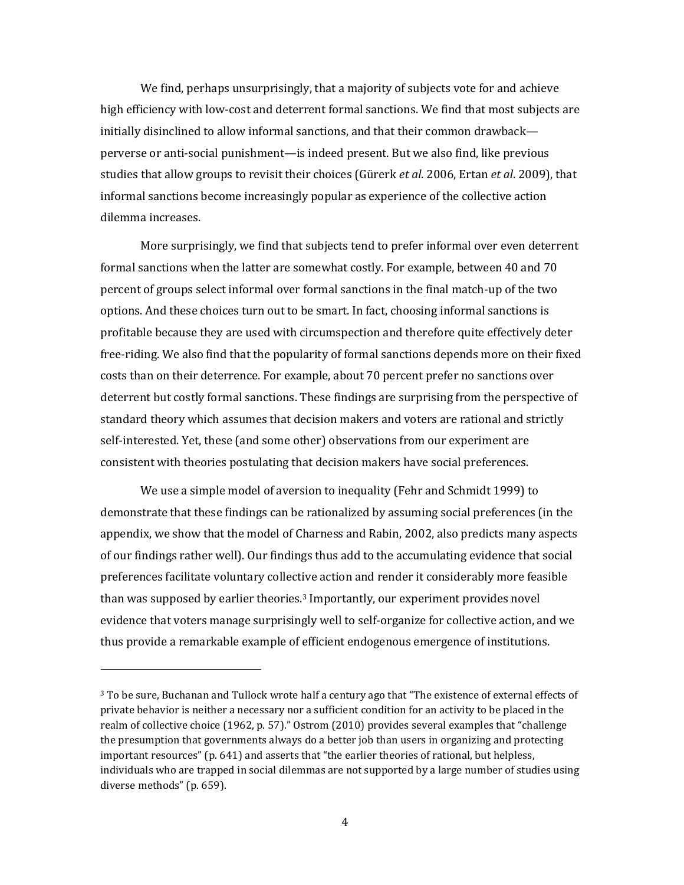We find, perhaps unsurprisingly, that a majority of subjects vote for and achieve high efficiency with low-cost and deterrent formal sanctions. We find that most subjects are initially disinclined to allow informal sanctions, and that their common drawback—perverse or anti-social punishment—is indeed present. But we also find, like previous studies that allow groups to revisit their choices (Gürerk *et al*. 2006, Ertan *et al*. 2009), that informal sanctions become increasingly popular as experience of the collective action dilemma increases.

More surprisingly, we find that subjects tend to prefer informal over even deterrent formal sanctions when the latter are somewhat costly. For example, between 40 and 70 percent of groups select informal over formal sanctions in the final match-up of the two options. And these choices turn out to be smart. In fact, choosing informal sanctions is profitable because they are used with circumspection and therefore quite effectively deter free-riding. We also find that the popularity of formal sanctions depends more on their fixed costs than on their deterrence. For example, about 70 percent prefer no sanctions over deterrent but costly formal sanctions. These findings are surprising from the perspective of standard theory which assumes that decision makers and voters are rational and strictly self-interested. Yet, these (and some other) observations from our experiment are consistent with theories postulating that decision makers have social preferences.

We use a simple model of aversion to inequality (Fehr and Schmidt 1999) to demonstrate that these findings can be rationalized by assuming social preferences (in the appendix, we show that the model of Charness and Rabin, 2002, also predicts many aspects of our findings rather well). Our findings thus add to the accumulating evidence that social preferences facilitate voluntary collective action and render it considerably more feasible than was supposed by earlier theories.[3] Importantly, our experiment provides novel evidence that voters manage surprisingly well to self-organize for collective action, and we thus provide a remarkable example of efficient endogenous emergence of institutions.

---

[3] To be sure, Buchanan and Tullock wrote half a century ago that "The existence of external effects of private behavior is neither a necessary nor a sufficient condition for an activity to be placed in the realm of collective choice (1962, p. 57)." Ostrom (2010) provides several examples that "challenge the presumption that governments always do a better job than users in organizing and protecting important resources" (p. 641) and asserts that "the earlier theories of rational, but helpless, individuals who are trapped in social dilemmas are not supported by a large number of studies using diverse methods" (p. 659).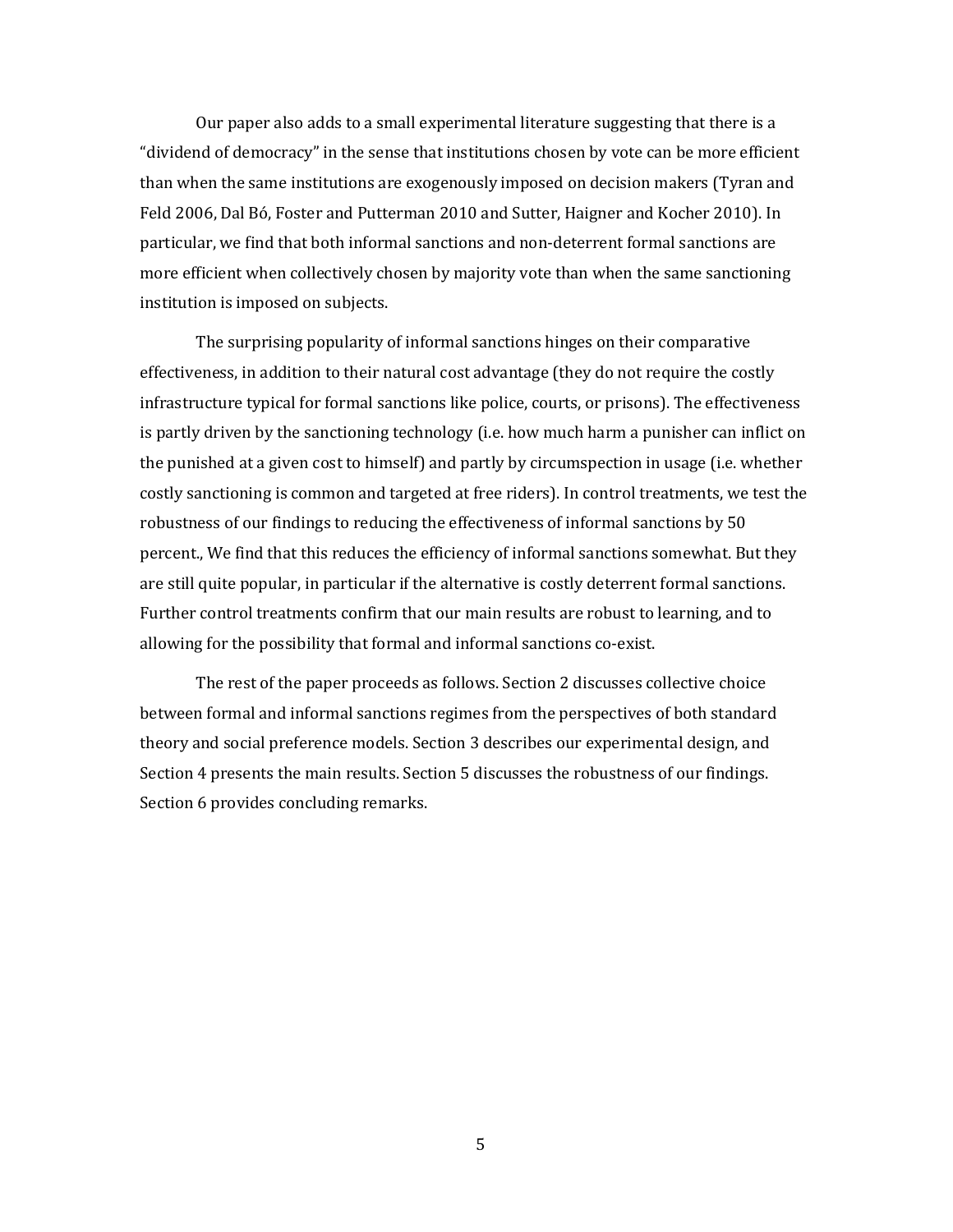Our paper also adds to a small experimental literature suggesting that there is a "dividend of democracy" in the sense that institutions chosen by vote can be more efficient than when the same institutions are exogenously imposed on decision makers (Tyran and Feld 2006, Dal Bó, Foster and Putterman 2010 and Sutter, Haigner and Kocher 2010). In particular, we find that both informal sanctions and non-deterrent formal sanctions are more efficient when collectively chosen by majority vote than when the same sanctioning institution is imposed on subjects.

The surprising popularity of informal sanctions hinges on their comparative effectiveness, in addition to their natural cost advantage (they do not require the costly infrastructure typical for formal sanctions like police, courts, or prisons). The effectiveness is partly driven by the sanctioning technology (i.e. how much harm a punisher can inflict on the punished at a given cost to himself) and partly by circumspection in usage (i.e. whether costly sanctioning is common and targeted at free riders). In control treatments, we test the robustness of our findings to reducing the effectiveness of informal sanctions by 50 percent., We find that this reduces the efficiency of informal sanctions somewhat. But they are still quite popular, in particular if the alternative is costly deterrent formal sanctions. Further control treatments confirm that our main results are robust to learning, and to allowing for the possibility that formal and informal sanctions co-exist.

The rest of the paper proceeds as follows. Section 2 discusses collective choice between formal and informal sanctions regimes from the perspectives of both standard theory and social preference models. Section 3 describes our experimental design, and Section 4 presents the main results. Section 5 discusses the robustness of our findings. Section 6 provides concluding remarks.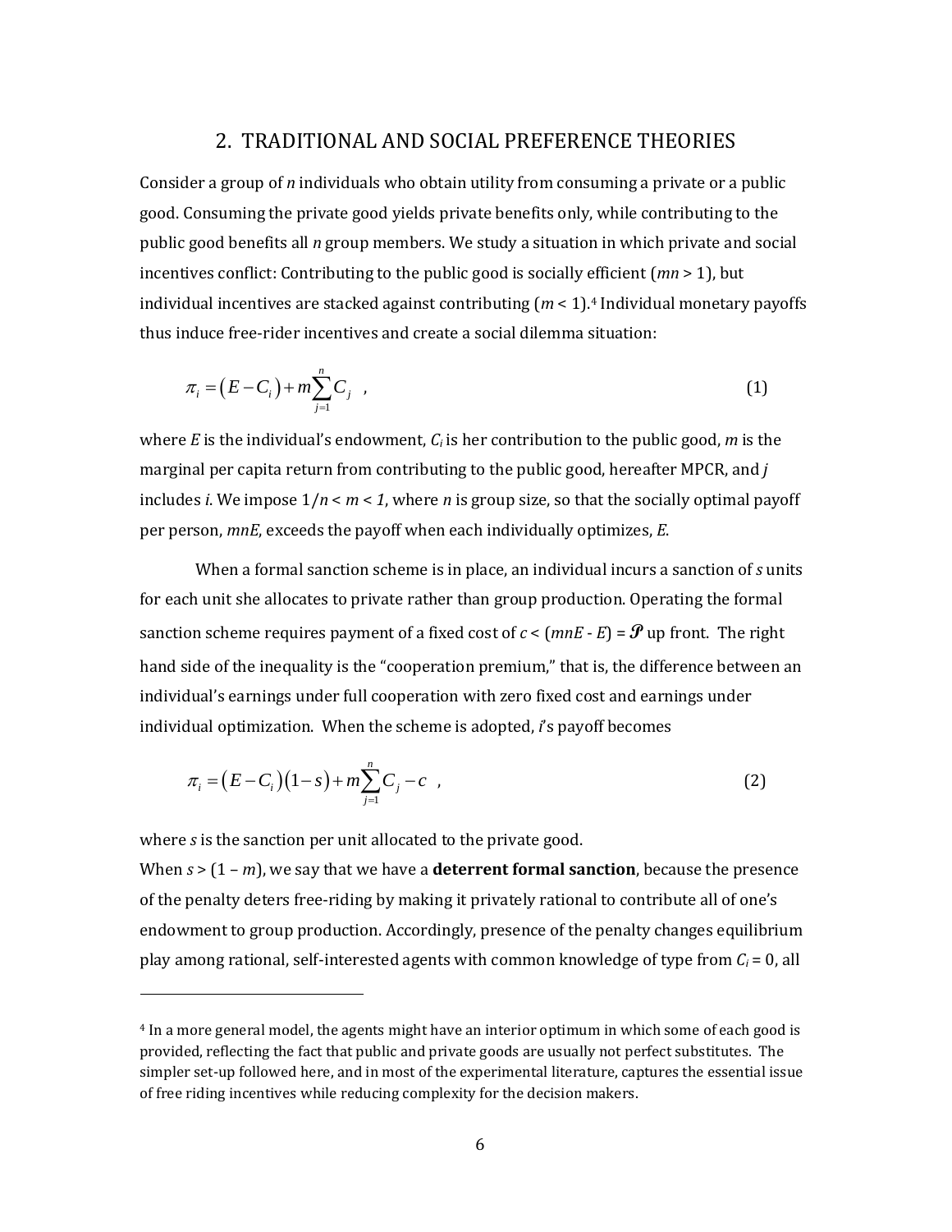## 2. TRADITIONAL AND SOCIAL PREFERENCE THEORIES

Consider a group of *n* individuals who obtain utility from consuming a private or a public good. Consuming the private good yields private benefits only, while contributing to the public good benefits all *n* group members. We study a situation in which private and social incentives conflict: Contributing to the public good is socially efficient ($mn > 1$), but individual incentives are stacked against contributing ($m < 1$).[4] Individual monetary payoffs thus induce free-rider incentives and create a social dilemma situation:

$$\pi_i = \left(E - C_i\right) + m\sum_{j=1}^{n} C_j \quad , \tag{1}$$

where *E* is the individual's endowment, $C_i$ is her contribution to the public good, *m* is the marginal per capita return from contributing to the public good, hereafter MPCR, and *j* includes *i*. We impose $1/n < m < 1$, where *n* is group size, so that the socially optimal payoff per person, *mnE*, exceeds the payoff when each individually optimizes, *E*.

When a formal sanction scheme is in place, an individual incurs a sanction of *s* units for each unit she allocates to private rather than group production. Operating the formal sanction scheme requires payment of a fixed cost of $c < (mnE - E) = \mathscr{P}$ up front. The right hand side of the inequality is the "cooperation premium," that is, the difference between an individual's earnings under full cooperation with zero fixed cost and earnings under individual optimization. When the scheme is adopted, *i*'s payoff becomes

$$\pi_i = \left(E - C_i\right)\left(1 - s\right) + m\sum_{j=1}^{n} C_j - c \quad , \tag{2}$$

where *s* is the sanction per unit allocated to the private good.

When $s > (1 - m)$, we say that we have a **deterrent formal sanction**, because the presence of the penalty deters free-riding by making it privately rational to contribute all of one's endowment to group production. Accordingly, presence of the penalty changes equilibrium play among rational, self-interested agents with common knowledge of type from $C_i = 0$, all

---

[4] In a more general model, the agents might have an interior optimum in which some of each good is provided, reflecting the fact that public and private goods are usually not perfect substitutes. The simpler set-up followed here, and in most of the experimental literature, captures the essential issue of free riding incentives while reducing complexity for the decision makers.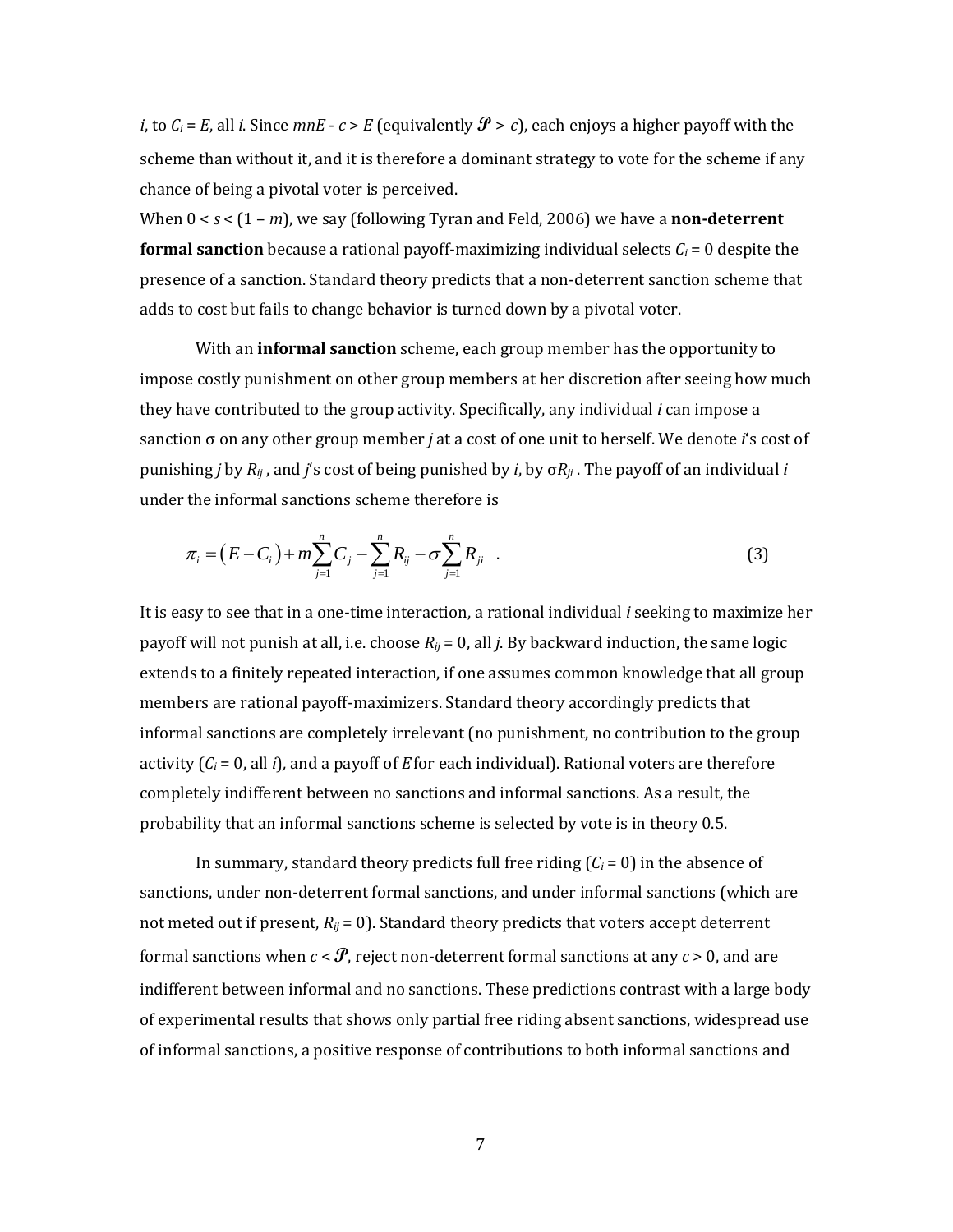$i$, to $C_i = E$, all $i$. Since $mnE - c > E$ (equivalently $\mathcal{P} > c$), each enjoys a higher payoff with the scheme than without it, and it is therefore a dominant strategy to vote for the scheme if any chance of being a pivotal voter is perceived.

When $0 < s < (1 - m)$, we say (following Tyran and Feld, 2006) we have a **non-deterrent formal sanction** because a rational payoff-maximizing individual selects $C_i = 0$ despite the presence of a sanction. Standard theory predicts that a non-deterrent sanction scheme that adds to cost but fails to change behavior is turned down by a pivotal voter.

With an **informal sanction** scheme, each group member has the opportunity to impose costly punishment on other group members at her discretion after seeing how much they have contributed to the group activity. Specifically, any individual $i$ can impose a sanction σ on any other group member $j$ at a cost of one unit to herself. We denote $i$'s cost of punishing $j$ by $R_{ij}$, and $j$'s cost of being punished by $i$, by $\sigma R_{ji}$. The payoff of an individual $i$ under the informal sanctions scheme therefore is

$$\pi_i = (E - C_i) + m\sum_{j=1}^{n} C_j - \sum_{j=1}^{n} R_{ij} - \sigma \sum_{j=1}^{n} R_{ji} \quad . \tag{3}$$

It is easy to see that in a one-time interaction, a rational individual $i$ seeking to maximize her payoff will not punish at all, i.e. choose $R_{ij} = 0$, all $j$. By backward induction, the same logic extends to a finitely repeated interaction, if one assumes common knowledge that all group members are rational payoff-maximizers. Standard theory accordingly predicts that informal sanctions are completely irrelevant (no punishment, no contribution to the group activity ($C_i = 0$, all $i$), and a payoff of $E$ for each individual). Rational voters are therefore completely indifferent between no sanctions and informal sanctions. As a result, the probability that an informal sanctions scheme is selected by vote is in theory 0.5.

In summary, standard theory predicts full free riding ($C_i = 0$) in the absence of sanctions, under non-deterrent formal sanctions, and under informal sanctions (which are not meted out if present, $R_{ij} = 0$). Standard theory predicts that voters accept deterrent formal sanctions when $c < \mathcal{P}$, reject non-deterrent formal sanctions at any $c > 0$, and are indifferent between informal and no sanctions. These predictions contrast with a large body of experimental results that shows only partial free riding absent sanctions, widespread use of informal sanctions, a positive response of contributions to both informal sanctions and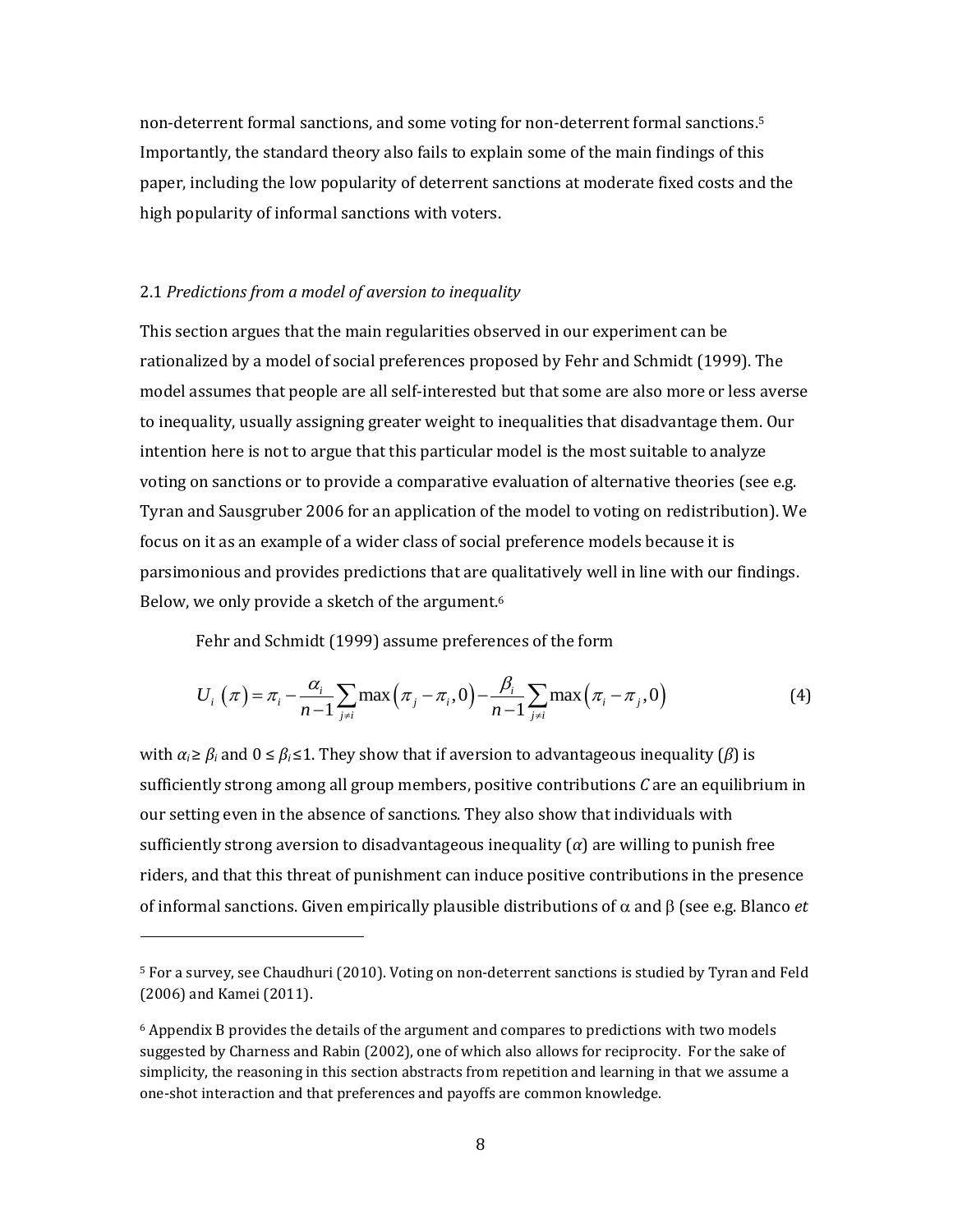non-deterrent formal sanctions, and some voting for non-deterrent formal sanctions.[5] Importantly, the standard theory also fails to explain some of the main findings of this paper, including the low popularity of deterrent sanctions at moderate fixed costs and the high popularity of informal sanctions with voters.

### 2.1 *Predictions from a model of aversion to inequality*

This section argues that the main regularities observed in our experiment can be rationalized by a model of social preferences proposed by Fehr and Schmidt (1999). The model assumes that people are all self-interested but that some are also more or less averse to inequality, usually assigning greater weight to inequalities that disadvantage them. Our intention here is not to argue that this particular model is the most suitable to analyze voting on sanctions or to provide a comparative evaluation of alternative theories (see e.g. Tyran and Sausgruber 2006 for an application of the model to voting on redistribution). We focus on it as an example of a wider class of social preference models because it is parsimonious and provides predictions that are qualitatively well in line with our findings. Below, we only provide a sketch of the argument.[6]

Fehr and Schmidt (1999) assume preferences of the form

$$U_i(\pi) = \pi_i - \frac{\alpha_i}{n-1}\sum_{j \neq i} \max\left(\pi_j - \pi_i, 0\right) - \frac{\beta_i}{n-1}\sum_{j \neq i} \max\left(\pi_i - \pi_j, 0\right) \tag{4}$$

with $\alpha_i \geq \beta_i$ and $0 \leq \beta_i \leq 1$. They show that if aversion to advantageous inequality ($\beta$) is sufficiently strong among all group members, positive contributions $C$ are an equilibrium in our setting even in the absence of sanctions. They also show that individuals with sufficiently strong aversion to disadvantageous inequality ($\alpha$) are willing to punish free riders, and that this threat of punishment can induce positive contributions in the presence of informal sanctions. Given empirically plausible distributions of $\alpha$ and $\beta$ (see e.g. Blanco *et*

---

[5] For a survey, see Chaudhuri (2010). Voting on non-deterrent sanctions is studied by Tyran and Feld (2006) and Kamei (2011).

[6] Appendix B provides the details of the argument and compares to predictions with two models suggested by Charness and Rabin (2002), one of which also allows for reciprocity. For the sake of simplicity, the reasoning in this section abstracts from repetition and learning in that we assume a one-shot interaction and that preferences and payoffs are common knowledge.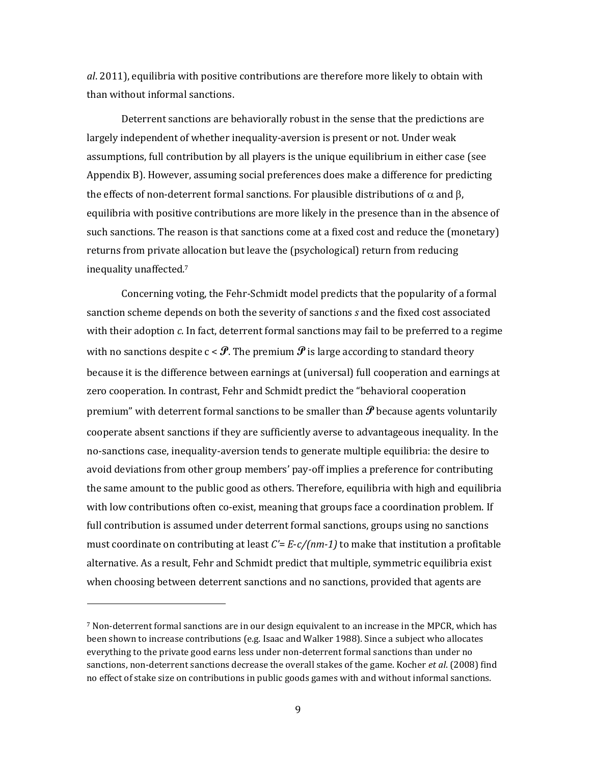*al*. 2011), equilibria with positive contributions are therefore more likely to obtain with than without informal sanctions.

Deterrent sanctions are behaviorally robust in the sense that the predictions are largely independent of whether inequality-aversion is present or not. Under weak assumptions, full contribution by all players is the unique equilibrium in either case (see Appendix B). However, assuming social preferences does make a difference for predicting the effects of non-deterrent formal sanctions. For plausible distributions of $\alpha$ and $\beta$, equilibria with positive contributions are more likely in the presence than in the absence of such sanctions. The reason is that sanctions come at a fixed cost and reduce the (monetary) returns from private allocation but leave the (psychological) return from reducing inequality unaffected.[7]

Concerning voting, the Fehr-Schmidt model predicts that the popularity of a formal sanction scheme depends on both the severity of sanctions $s$ and the fixed cost associated with their adoption $c$. In fact, deterrent formal sanctions may fail to be preferred to a regime with no sanctions despite $c < \mathcal{P}$. The premium $\mathcal{P}$ is large according to standard theory because it is the difference between earnings at (universal) full cooperation and earnings at zero cooperation. In contrast, Fehr and Schmidt predict the "behavioral cooperation premium" with deterrent formal sanctions to be smaller than $\mathcal{P}$ because agents voluntarily cooperate absent sanctions if they are sufficiently averse to advantageous inequality. In the no-sanctions case, inequality-aversion tends to generate multiple equilibria: the desire to avoid deviations from other group members' pay-off implies a preference for contributing the same amount to the public good as others. Therefore, equilibria with high and equilibria with low contributions often co-exist, meaning that groups face a coordination problem. If full contribution is assumed under deterrent formal sanctions, groups using no sanctions must coordinate on contributing at least $C' = E - c/(nm-1)$ to make that institution a profitable alternative. As a result, Fehr and Schmidt predict that multiple, symmetric equilibria exist when choosing between deterrent sanctions and no sanctions, provided that agents are

[7] Non-deterrent formal sanctions are in our design equivalent to an increase in the MPCR, which has been shown to increase contributions (e.g. Isaac and Walker 1988). Since a subject who allocates everything to the private good earns less under non-deterrent formal sanctions than under no sanctions, non-deterrent sanctions decrease the overall stakes of the game. Kocher *et al*. (2008) find no effect of stake size on contributions in public goods games with and without informal sanctions.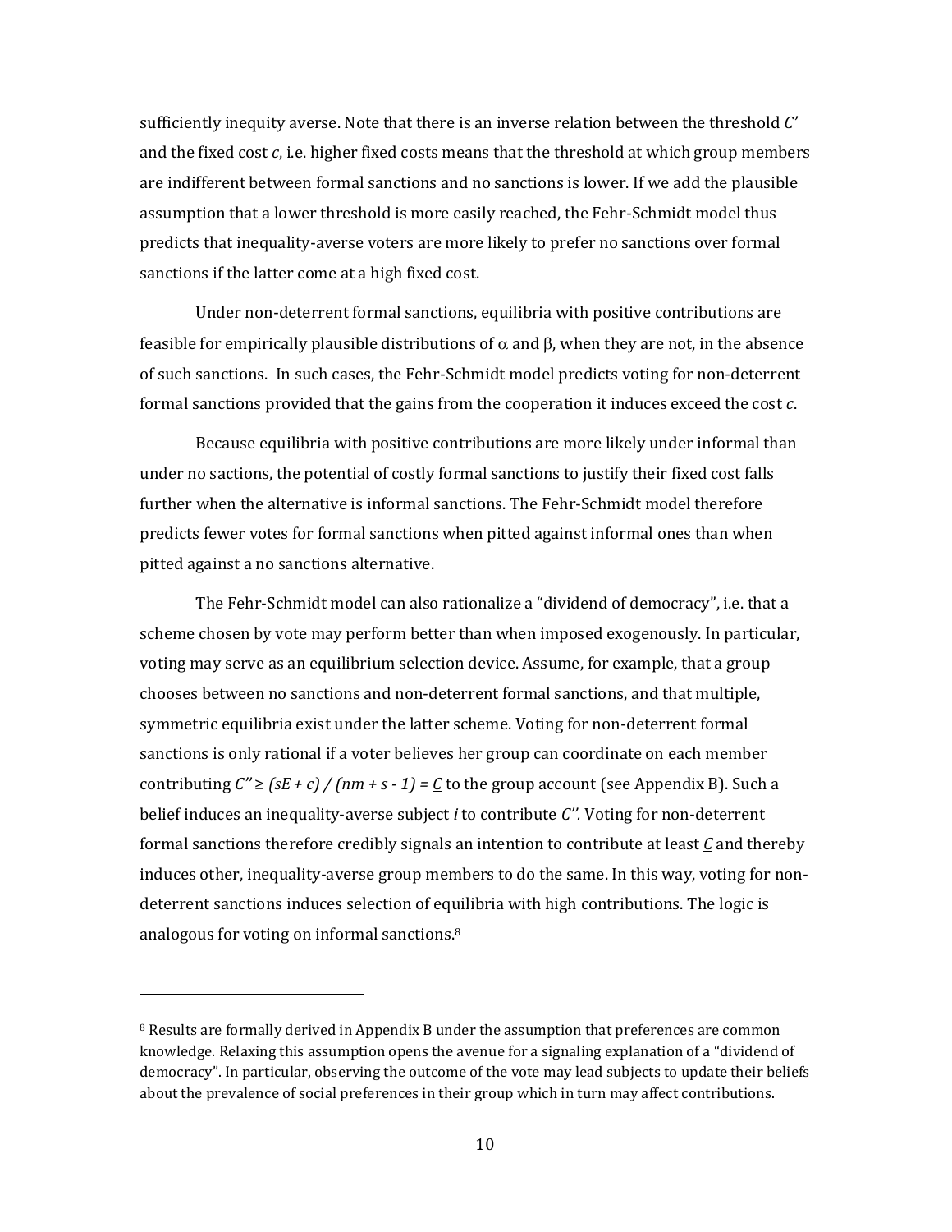sufficiently inequity averse. Note that there is an inverse relation between the threshold $C'$ and the fixed cost $c$, i.e. higher fixed costs means that the threshold at which group members are indifferent between formal sanctions and no sanctions is lower. If we add the plausible assumption that a lower threshold is more easily reached, the Fehr-Schmidt model thus predicts that inequality-averse voters are more likely to prefer no sanctions over formal sanctions if the latter come at a high fixed cost.

Under non-deterrent formal sanctions, equilibria with positive contributions are feasible for empirically plausible distributions of $\alpha$ and $\beta$, when they are not, in the absence of such sanctions. In such cases, the Fehr-Schmidt model predicts voting for non-deterrent formal sanctions provided that the gains from the cooperation it induces exceed the cost $c$.

Because equilibria with positive contributions are more likely under informal than under no sactions, the potential of costly formal sanctions to justify their fixed cost falls further when the alternative is informal sanctions. The Fehr-Schmidt model therefore predicts fewer votes for formal sanctions when pitted against informal ones than when pitted against a no sanctions alternative.

The Fehr-Schmidt model can also rationalize a "dividend of democracy", i.e. that a scheme chosen by vote may perform better than when imposed exogenously. In particular, voting may serve as an equilibrium selection device. Assume, for example, that a group chooses between no sanctions and non-deterrent formal sanctions, and that multiple, symmetric equilibria exist under the latter scheme. Voting for non-deterrent formal sanctions is only rational if a voter believes her group can coordinate on each member contributing $C'' \geq (sE + c) / (nm + s - 1) = \underline{C}$ to the group account (see Appendix B). Such a belief induces an inequality-averse subject $i$ to contribute $C''$. Voting for non-deterrent formal sanctions therefore credibly signals an intention to contribute at least $\underline{C}$ and thereby induces other, inequality-averse group members to do the same. In this way, voting for non-deterrent sanctions induces selection of equilibria with high contributions. The logic is analogous for voting on informal sanctions.[8]

---

[8] Results are formally derived in Appendix B under the assumption that preferences are common knowledge. Relaxing this assumption opens the avenue for a signaling explanation of a "dividend of democracy". In particular, observing the outcome of the vote may lead subjects to update their beliefs about the prevalence of social preferences in their group which in turn may affect contributions.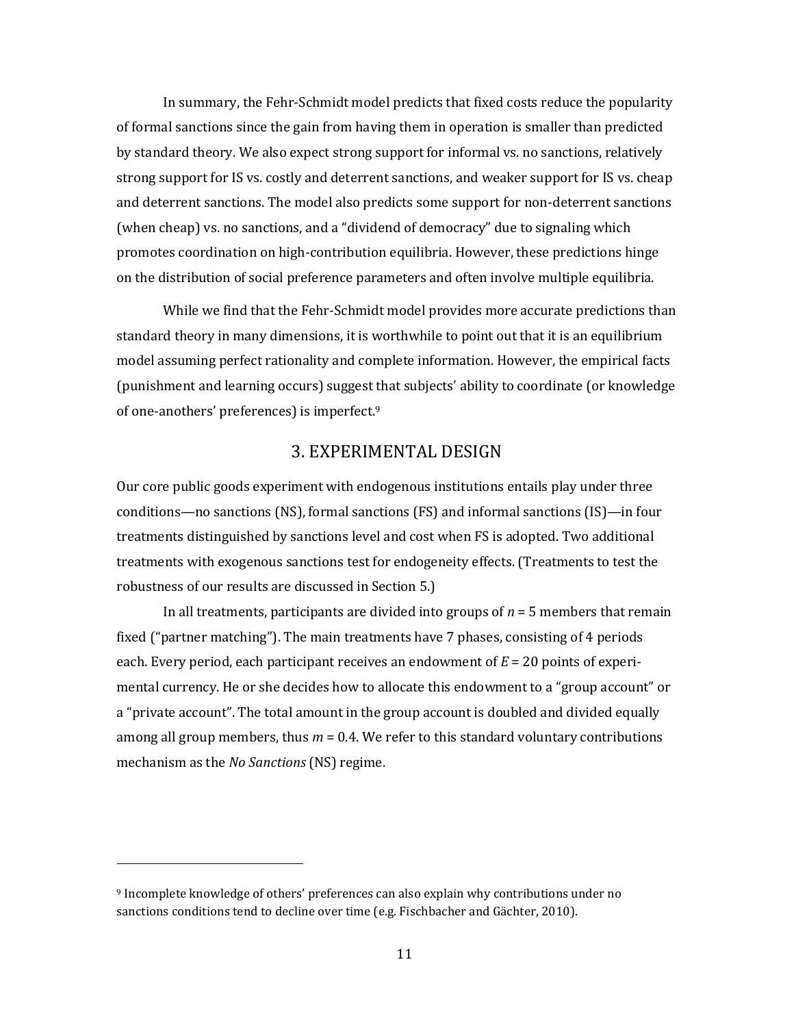In summary, the Fehr-Schmidt model predicts that fixed costs reduce the popularity of formal sanctions since the gain from having them in operation is smaller than predicted by standard theory. We also expect strong support for informal vs. no sanctions, relatively strong support for IS vs. costly and deterrent sanctions, and weaker support for IS vs. cheap and deterrent sanctions. The model also predicts some support for non-deterrent sanctions (when cheap) vs. no sanctions, and a "dividend of democracy" due to signaling which promotes coordination on high-contribution equilibria. However, these predictions hinge on the distribution of social preference parameters and often involve multiple equilibria.

While we find that the Fehr-Schmidt model provides more accurate predictions than standard theory in many dimensions, it is worthwhile to point out that it is an equilibrium model assuming perfect rationality and complete information. However, the empirical facts (punishment and learning occurs) suggest that subjects' ability to coordinate (or knowledge of one-anothers' preferences) is imperfect.[9]

## 3. EXPERIMENTAL DESIGN

Our core public goods experiment with endogenous institutions entails play under three conditions—no sanctions (NS), formal sanctions (FS) and informal sanctions (IS)—in four treatments distinguished by sanctions level and cost when FS is adopted. Two additional treatments with exogenous sanctions test for endogeneity effects. (Treatments to test the robustness of our results are discussed in Section 5.)

In all treatments, participants are divided into groups of $n = 5$ members that remain fixed ("partner matching"). The main treatments have 7 phases, consisting of 4 periods each. Every period, each participant receives an endowment of $E = 20$ points of experimental currency. He or she decides how to allocate this endowment to a "group account" or a "private account". The total amount in the group account is doubled and divided equally among all group members, thus $m = 0.4$. We refer to this standard voluntary contributions mechanism as the *No Sanctions* (NS) regime.

---

[9] Incomplete knowledge of others' preferences can also explain why contributions under no sanctions conditions tend to decline over time (e.g. Fischbacher and Gächter, 2010).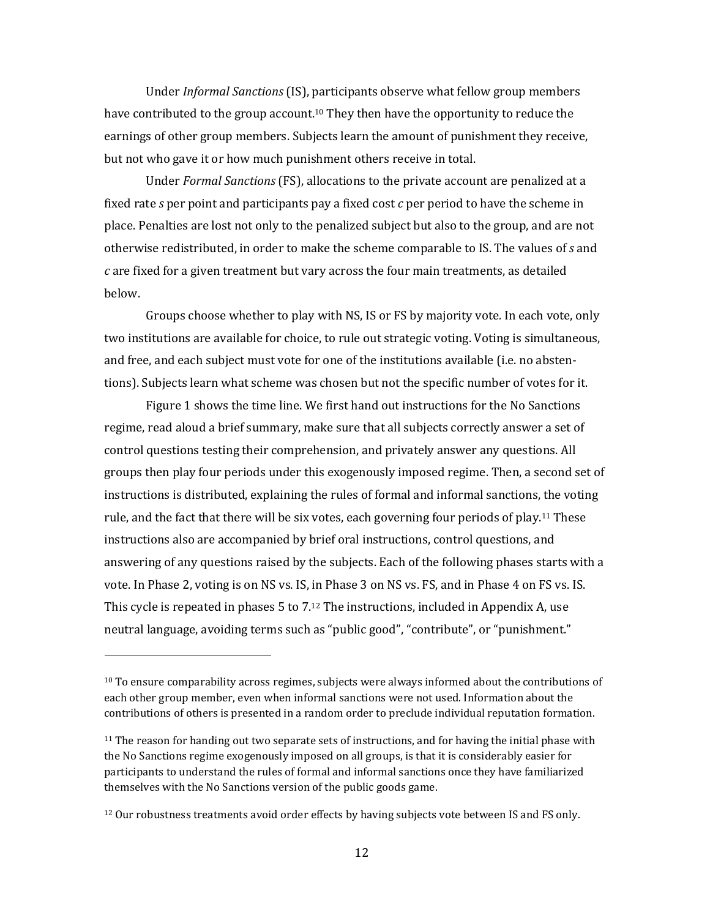Under *Informal Sanctions* (IS), participants observe what fellow group members have contributed to the group account.[10] They then have the opportunity to reduce the earnings of other group members. Subjects learn the amount of punishment they receive, but not who gave it or how much punishment others receive in total.

Under *Formal Sanctions* (FS), allocations to the private account are penalized at a fixed rate $s$ per point and participants pay a fixed cost $c$ per period to have the scheme in place. Penalties are lost not only to the penalized subject but also to the group, and are not otherwise redistributed, in order to make the scheme comparable to IS. The values of $s$ and $c$ are fixed for a given treatment but vary across the four main treatments, as detailed below.

Groups choose whether to play with NS, IS or FS by majority vote. In each vote, only two institutions are available for choice, to rule out strategic voting. Voting is simultaneous, and free, and each subject must vote for one of the institutions available (i.e. no abstentions). Subjects learn what scheme was chosen but not the specific number of votes for it.

Figure 1 shows the time line. We first hand out instructions for the No Sanctions regime, read aloud a brief summary, make sure that all subjects correctly answer a set of control questions testing their comprehension, and privately answer any questions. All groups then play four periods under this exogenously imposed regime. Then, a second set of instructions is distributed, explaining the rules of formal and informal sanctions, the voting rule, and the fact that there will be six votes, each governing four periods of play.[11] These instructions also are accompanied by brief oral instructions, control questions, and answering of any questions raised by the subjects. Each of the following phases starts with a vote. In Phase 2, voting is on NS vs. IS, in Phase 3 on NS vs. FS, and in Phase 4 on FS vs. IS. This cycle is repeated in phases 5 to 7.[12] The instructions, included in Appendix A, use neutral language, avoiding terms such as "public good", "contribute", or "punishment."

---

[10] To ensure comparability across regimes, subjects were always informed about the contributions of each other group member, even when informal sanctions were not used. Information about the contributions of others is presented in a random order to preclude individual reputation formation.

[11] The reason for handing out two separate sets of instructions, and for having the initial phase with the No Sanctions regime exogenously imposed on all groups, is that it is considerably easier for participants to understand the rules of formal and informal sanctions once they have familiarized themselves with the No Sanctions version of the public goods game.

[12] Our robustness treatments avoid order effects by having subjects vote between IS and FS only.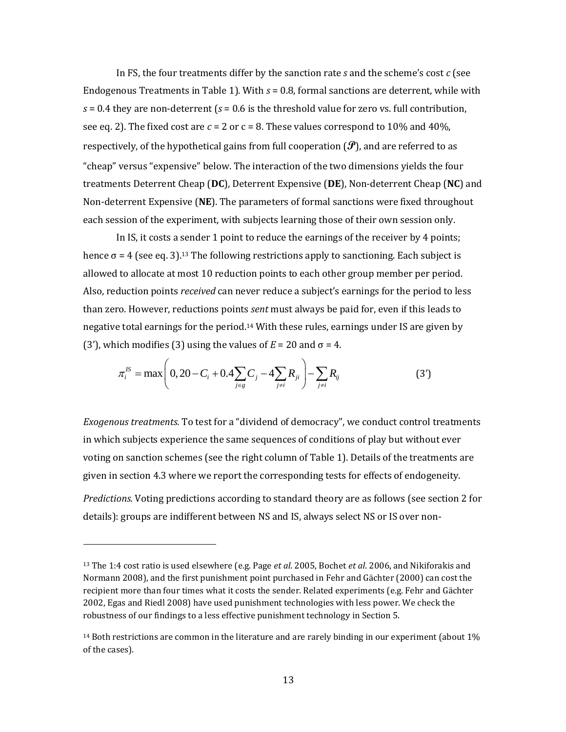In FS, the four treatments differ by the sanction rate $s$ and the scheme's cost $c$ (see Endogenous Treatments in Table 1). With $s = 0.8$, formal sanctions are deterrent, while with $s = 0.4$ they are non-deterrent ($s = 0.6$ is the threshold value for zero vs. full contribution, see eq. 2). The fixed cost are $c = 2$ or $c = 8$. These values correspond to 10% and 40%, respectively, of the hypothetical gains from full cooperation ($\mathscr{P}$), and are referred to as "cheap" versus "expensive" below. The interaction of the two dimensions yields the four treatments Deterrent Cheap (**DC**), Deterrent Expensive (**DE**), Non-deterrent Cheap (**NC**) and Non-deterrent Expensive (**NE**). The parameters of formal sanctions were fixed throughout each session of the experiment, with subjects learning those of their own session only.

In IS, it costs a sender 1 point to reduce the earnings of the receiver by 4 points; hence $\sigma = 4$ (see eq. 3).[13] The following restrictions apply to sanctioning. Each subject is allowed to allocate at most 10 reduction points to each other group member per period. Also, reduction points *received* can never reduce a subject's earnings for the period to less than zero. However, reductions points *sent* must always be paid for, even if this leads to negative total earnings for the period.[14] With these rules, earnings under IS are given by (3'), which modifies (3) using the values of $E = 20$ and $\sigma = 4$.

$$\pi_i^{IS} = \max\left(0, 20 - C_i + 0.4\sum_{j \in g} C_j - 4\sum_{j \neq i} R_{ji}\right) - \sum_{j \neq i} R_{ij} \tag{3'}$$

*Exogenous treatments.* To test for a "dividend of democracy", we conduct control treatments in which subjects experience the same sequences of conditions of play but without ever voting on sanction schemes (see the right column of Table 1). Details of the treatments are given in section 4.3 where we report the corresponding tests for effects of endogeneity.

*Predictions.* Voting predictions according to standard theory are as follows (see section 2 for details): groups are indifferent between NS and IS, always select NS or IS over non-

---

[13] The 1:4 cost ratio is used elsewhere (e.g. Page *et al*. 2005, Bochet *et al*. 2006, and Nikiforakis and Normann 2008), and the first punishment point purchased in Fehr and Gächter (2000) can cost the recipient more than four times what it costs the sender. Related experiments (e.g. Fehr and Gächter 2002, Egas and Riedl 2008) have used punishment technologies with less power. We check the robustness of our findings to a less effective punishment technology in Section 5.

[14] Both restrictions are common in the literature and are rarely binding in our experiment (about 1% of the cases).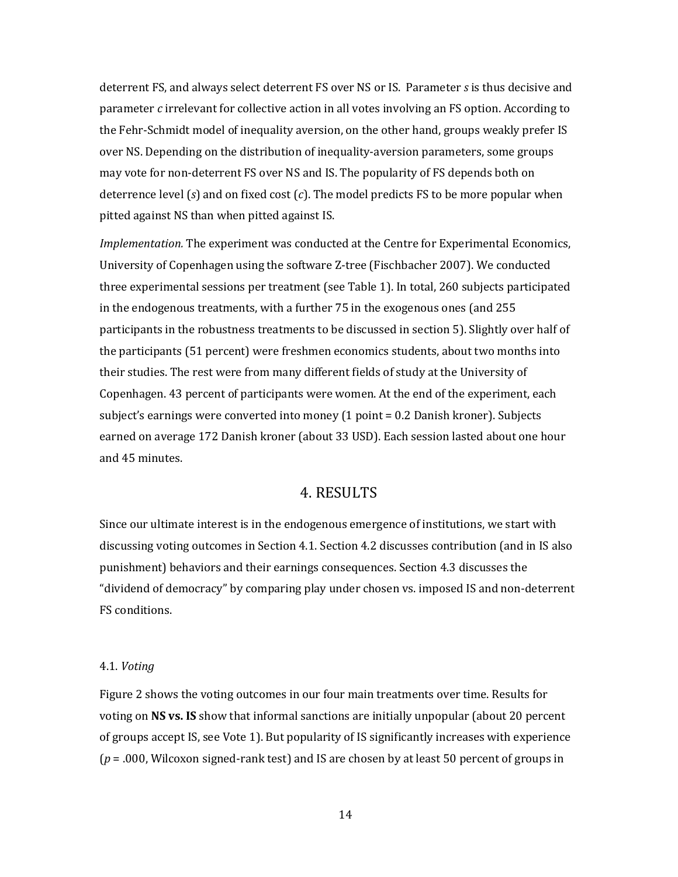deterrent FS, and always select deterrent FS over NS or IS. Parameter $s$ is thus decisive and parameter $c$ irrelevant for collective action in all votes involving an FS option. According to the Fehr-Schmidt model of inequality aversion, on the other hand, groups weakly prefer IS over NS. Depending on the distribution of inequality-aversion parameters, some groups may vote for non-deterrent FS over NS and IS. The popularity of FS depends both on deterrence level ($s$) and on fixed cost ($c$). The model predicts FS to be more popular when pitted against NS than when pitted against IS.

*Implementation.* The experiment was conducted at the Centre for Experimental Economics, University of Copenhagen using the software Z-tree (Fischbacher 2007). We conducted three experimental sessions per treatment (see Table 1). In total, 260 subjects participated in the endogenous treatments, with a further 75 in the exogenous ones (and 255 participants in the robustness treatments to be discussed in section 5). Slightly over half of the participants (51 percent) were freshmen economics students, about two months into their studies. The rest were from many different fields of study at the University of Copenhagen. 43 percent of participants were women. At the end of the experiment, each subject's earnings were converted into money (1 point = 0.2 Danish kroner). Subjects earned on average 172 Danish kroner (about 33 USD). Each session lasted about one hour and 45 minutes.

## 4. RESULTS

Since our ultimate interest is in the endogenous emergence of institutions, we start with discussing voting outcomes in Section 4.1. Section 4.2 discusses contribution (and in IS also punishment) behaviors and their earnings consequences. Section 4.3 discusses the "dividend of democracy" by comparing play under chosen vs. imposed IS and non-deterrent FS conditions.

### 4.1. *Voting*

Figure 2 shows the voting outcomes in our four main treatments over time. Results for voting on **NS vs. IS** show that informal sanctions are initially unpopular (about 20 percent of groups accept IS, see Vote 1). But popularity of IS significantly increases with experience ($p$ = .000, Wilcoxon signed-rank test) and IS are chosen by at least 50 percent of groups in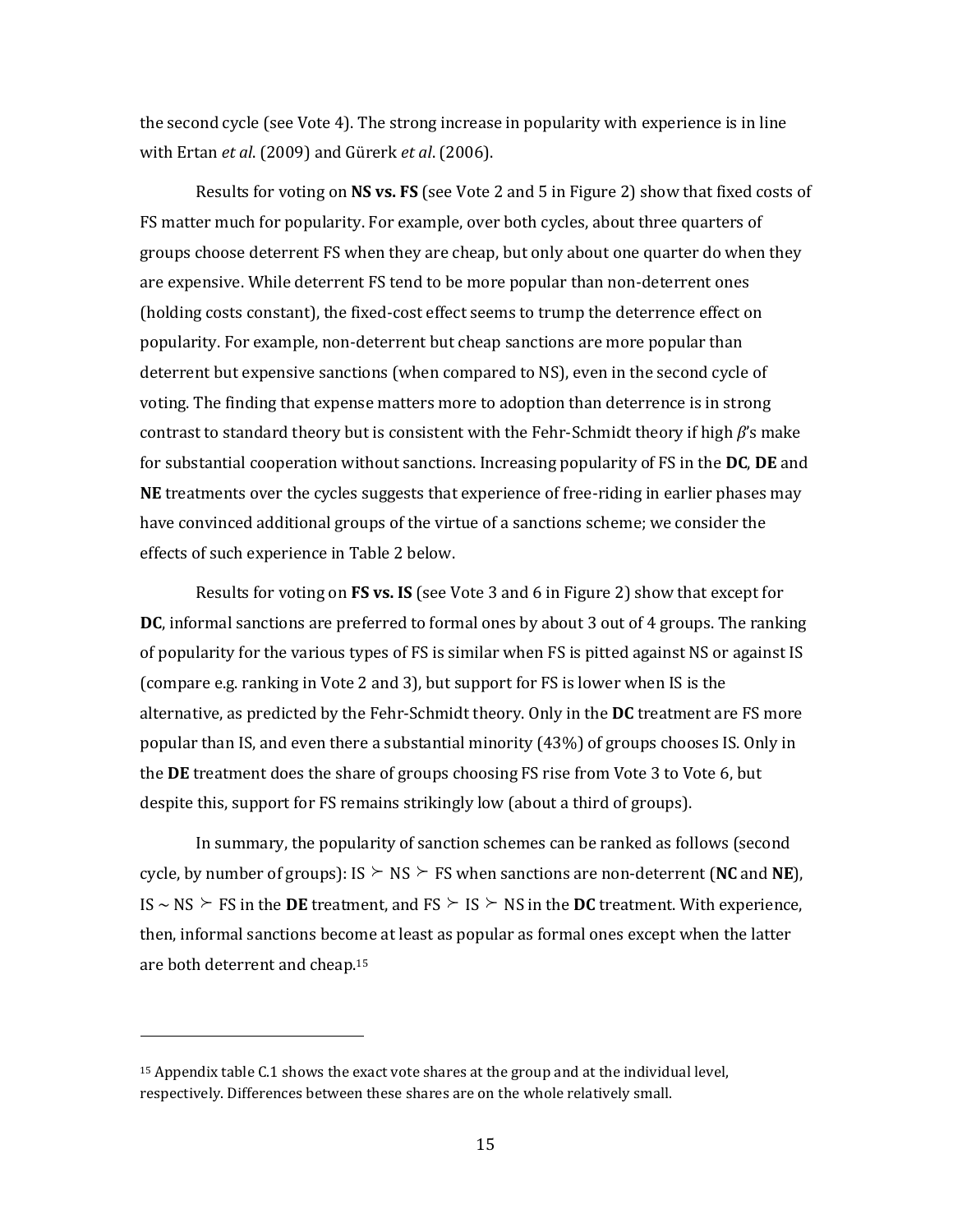the second cycle (see Vote 4). The strong increase in popularity with experience is in line with Ertan *et al*. (2009) and Gürerk *et al*. (2006).

Results for voting on **NS vs. FS** (see Vote 2 and 5 in Figure 2) show that fixed costs of FS matter much for popularity. For example, over both cycles, about three quarters of groups choose deterrent FS when they are cheap, but only about one quarter do when they are expensive. While deterrent FS tend to be more popular than non-deterrent ones (holding costs constant), the fixed-cost effect seems to trump the deterrence effect on popularity. For example, non-deterrent but cheap sanctions are more popular than deterrent but expensive sanctions (when compared to NS), even in the second cycle of voting. The finding that expense matters more to adoption than deterrence is in strong contrast to standard theory but is consistent with the Fehr-Schmidt theory if high $\beta$'s make for substantial cooperation without sanctions. Increasing popularity of FS in the **DC**, **DE** and **NE** treatments over the cycles suggests that experience of free-riding in earlier phases may have convinced additional groups of the virtue of a sanctions scheme; we consider the effects of such experience in Table 2 below.

Results for voting on **FS vs. IS** (see Vote 3 and 6 in Figure 2) show that except for **DC**, informal sanctions are preferred to formal ones by about 3 out of 4 groups. The ranking of popularity for the various types of FS is similar when FS is pitted against NS or against IS (compare e.g. ranking in Vote 2 and 3), but support for FS is lower when IS is the alternative, as predicted by the Fehr-Schmidt theory. Only in the **DC** treatment are FS more popular than IS, and even there a substantial minority (43%) of groups chooses IS. Only in the **DE** treatment does the share of groups choosing FS rise from Vote 3 to Vote 6, but despite this, support for FS remains strikingly low (about a third of groups).

In summary, the popularity of sanction schemes can be ranked as follows (second cycle, by number of groups): IS $\succ$ NS $\succ$ FS when sanctions are non-deterrent (**NC** and **NE**), IS $\sim$ NS $\succ$ FS in the **DE** treatment, and FS $\succ$ IS $\succ$ NS in the **DC** treatment. With experience, then, informal sanctions become at least as popular as formal ones except when the latter are both deterrent and cheap.[15]

---

[15] Appendix table C.1 shows the exact vote shares at the group and at the individual level, respectively. Differences between these shares are on the whole relatively small.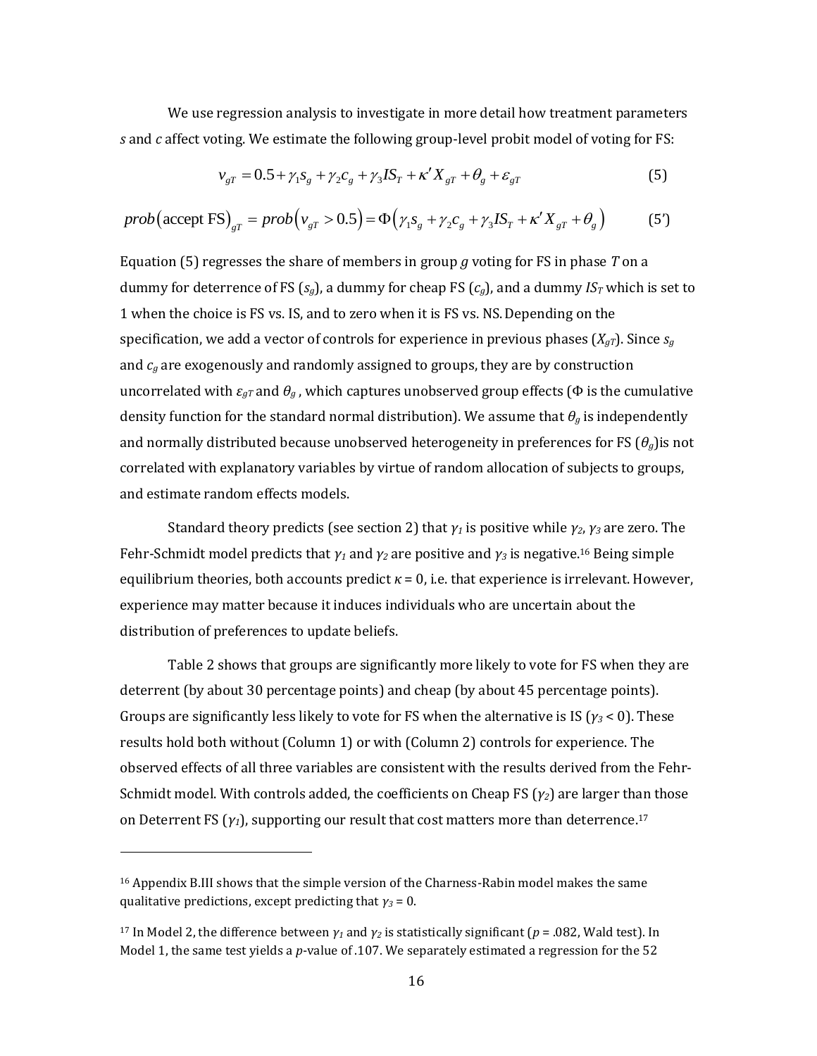We use regression analysis to investigate in more detail how treatment parameters *s* and *c* affect voting. We estimate the following group-level probit model of voting for FS:

$$v_{gT} = 0.5 + \gamma_1 s_g + \gamma_2 c_g + \gamma_3 IS_T + \kappa' X_{gT} + \theta_g + \varepsilon_{gT} \tag{5}$$

$$prob(\text{accept FS})_{gT} = prob(v_{gT} > 0.5) = \Phi(\gamma_1 s_g + \gamma_2 c_g + \gamma_3 IS_T + \kappa' X_{gT} + \theta_g) \tag{5'}$$

Equation (5) regresses the share of members in group $g$ voting for FS in phase $T$ on a dummy for deterrence of FS ($s_g$), a dummy for cheap FS ($c_g$), and a dummy $IS_T$ which is set to 1 when the choice is FS vs. IS, and to zero when it is FS vs. NS. Depending on the specification, we add a vector of controls for experience in previous phases ($X_{gT}$). Since $s_g$ and $c_g$ are exogenously and randomly assigned to groups, they are by construction uncorrelated with $\varepsilon_{gT}$ and $\theta_g$, which captures unobserved group effects ($\Phi$ is the cumulative density function for the standard normal distribution). We assume that $\theta_g$ is independently and normally distributed because unobserved heterogeneity in preferences for FS ($\theta_g$) is not correlated with explanatory variables by virtue of random allocation of subjects to groups, and estimate random effects models.

Standard theory predicts (see section 2) that $\gamma_1$ is positive while $\gamma_2$, $\gamma_3$ are zero. The Fehr-Schmidt model predicts that $\gamma_1$ and $\gamma_2$ are positive and $\gamma_3$ is negative.[16] Being simple equilibrium theories, both accounts predict $\kappa = 0$, i.e. that experience is irrelevant. However, experience may matter because it induces individuals who are uncertain about the distribution of preferences to update beliefs.

Table 2 shows that groups are significantly more likely to vote for FS when they are deterrent (by about 30 percentage points) and cheap (by about 45 percentage points). Groups are significantly less likely to vote for FS when the alternative is IS ($\gamma_3 < 0$). These results hold both without (Column 1) or with (Column 2) controls for experience. The observed effects of all three variables are consistent with the results derived from the Fehr-Schmidt model. With controls added, the coefficients on Cheap FS ($\gamma_2$) are larger than those on Deterrent FS ($\gamma_1$), supporting our result that cost matters more than deterrence.[17]

---

[16] Appendix B.III shows that the simple version of the Charness-Rabin model makes the same qualitative predictions, except predicting that $\gamma_3 = 0$.

[17] In Model 2, the difference between $\gamma_1$ and $\gamma_2$ is statistically significant ($p = .082$, Wald test). In Model 1, the same test yields a $p$-value of .107. We separately estimated a regression for the 52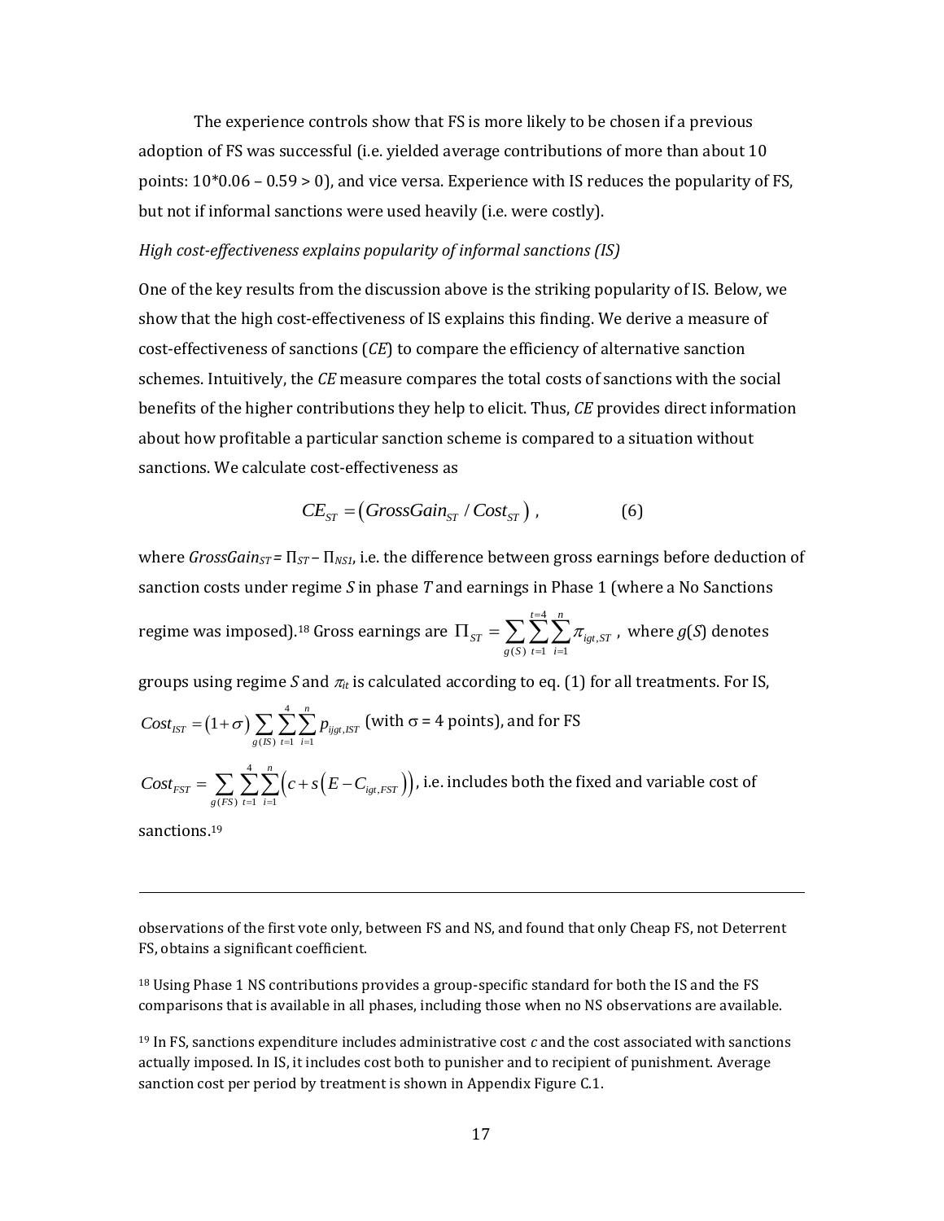The experience controls show that FS is more likely to be chosen if a previous adoption of FS was successful (i.e. yielded average contributions of more than about 10 points: $10*0.06 - 0.59 > 0$), and vice versa. Experience with IS reduces the popularity of FS, but not if informal sanctions were used heavily (i.e. were costly).

*High cost-effectiveness explains popularity of informal sanctions (IS)*

One of the key results from the discussion above is the striking popularity of IS. Below, we show that the high cost-effectiveness of IS explains this finding. We derive a measure of cost-effectiveness of sanctions (*CE*) to compare the efficiency of alternative sanction schemes. Intuitively, the *CE* measure compares the total costs of sanctions with the social benefits of the higher contributions they help to elicit. Thus, *CE* provides direct information about how profitable a particular sanction scheme is compared to a situation without sanctions. We calculate cost-effectiveness as

$$CE_{ST} = \left( GrossGain_{ST} / Cost_{ST} \right) , \qquad (6)$$

where $GrossGain_{ST} = \Pi_{ST} - \Pi_{NS1}$, i.e. the difference between gross earnings before deduction of sanction costs under regime $S$ in phase $T$ and earnings in Phase 1 (where a No Sanctions regime was imposed).[18] Gross earnings are $\Pi_{ST} = \sum_{g(S)} \sum_{t=1}^{t=4} \sum_{i=1}^{n} \pi_{igt,ST}$ , where $g(S)$ denotes groups using regime $S$ and $\pi_{it}$ is calculated according to eq. (1) for all treatments. For IS, $Cost_{IST} = (1+\sigma) \sum_{g(IS)} \sum_{t=1}^{4} \sum_{i=1}^{n} p_{ijgt,IST}$ (with $\sigma$ = 4 points), and for FS $Cost_{FST} = \sum_{g(FS)} \sum_{t=1}^{4} \sum_{i=1}^{n} \left( c + s\left( E - C_{igt,FST} \right) \right)$, i.e. includes both the fixed and variable cost of sanctions.[19]

---

observations of the first vote only, between FS and NS, and found that only Cheap FS, not Deterrent FS, obtains a significant coefficient.

[18] Using Phase 1 NS contributions provides a group-specific standard for both the IS and the FS comparisons that is available in all phases, including those when no NS observations are available.

[19] In FS, sanctions expenditure includes administrative cost $c$ and the cost associated with sanctions actually imposed. In IS, it includes cost both to punisher and to recipient of punishment. Average sanction cost per period by treatment is shown in Appendix Figure C.1.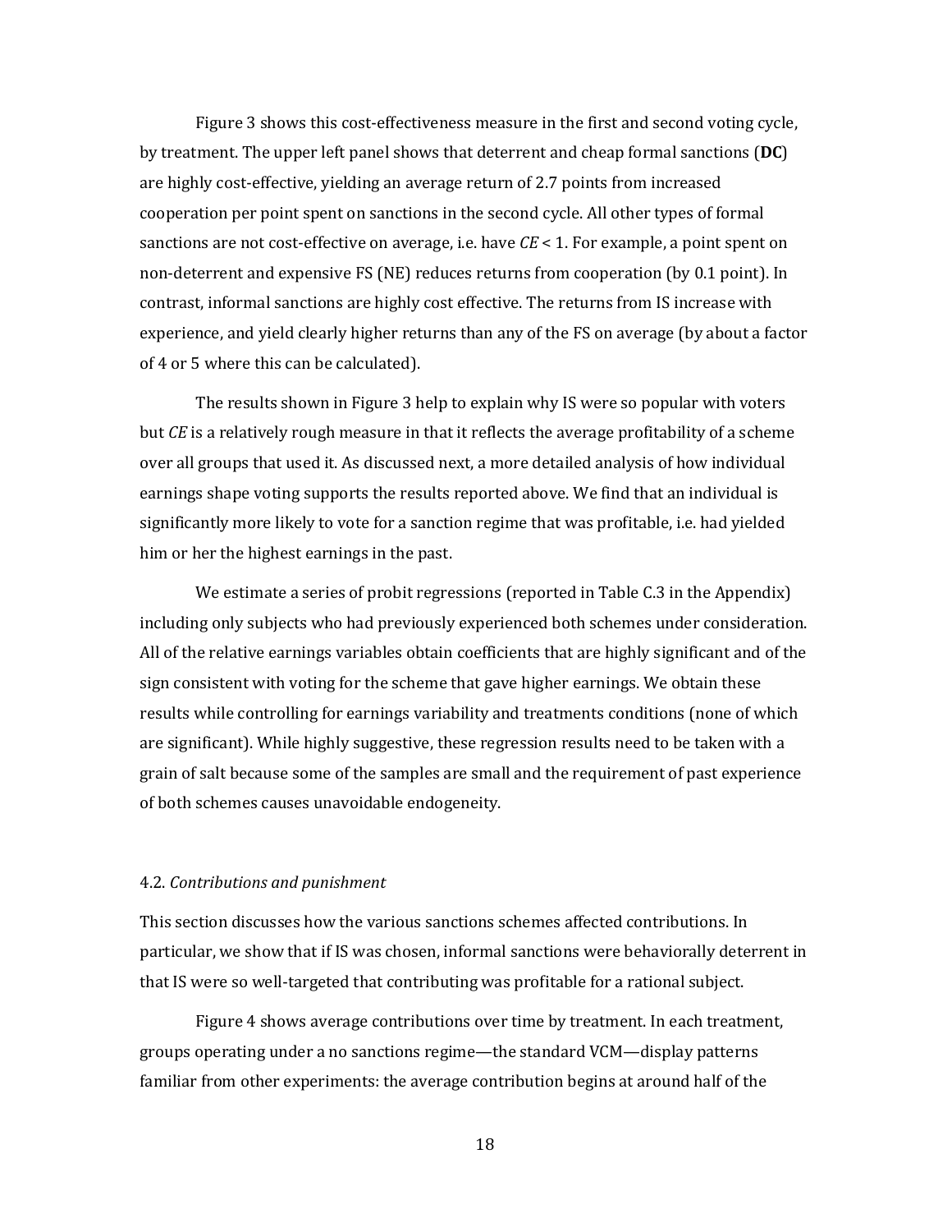Figure 3 shows this cost-effectiveness measure in the first and second voting cycle, by treatment. The upper left panel shows that deterrent and cheap formal sanctions (**DC**) are highly cost-effective, yielding an average return of 2.7 points from increased cooperation per point spent on sanctions in the second cycle. All other types of formal sanctions are not cost-effective on average, i.e. have $CE < 1$. For example, a point spent on non-deterrent and expensive FS (NE) reduces returns from cooperation (by 0.1 point). In contrast, informal sanctions are highly cost effective. The returns from IS increase with experience, and yield clearly higher returns than any of the FS on average (by about a factor of 4 or 5 where this can be calculated).

The results shown in Figure 3 help to explain why IS were so popular with voters but *CE* is a relatively rough measure in that it reflects the average profitability of a scheme over all groups that used it. As discussed next, a more detailed analysis of how individual earnings shape voting supports the results reported above. We find that an individual is significantly more likely to vote for a sanction regime that was profitable, i.e. had yielded him or her the highest earnings in the past.

We estimate a series of probit regressions (reported in Table C.3 in the Appendix) including only subjects who had previously experienced both schemes under consideration. All of the relative earnings variables obtain coefficients that are highly significant and of the sign consistent with voting for the scheme that gave higher earnings. We obtain these results while controlling for earnings variability and treatments conditions (none of which are significant). While highly suggestive, these regression results need to be taken with a grain of salt because some of the samples are small and the requirement of past experience of both schemes causes unavoidable endogeneity.

4.2. *Contributions and punishment*

This section discusses how the various sanctions schemes affected contributions. In particular, we show that if IS was chosen, informal sanctions were behaviorally deterrent in that IS were so well-targeted that contributing was profitable for a rational subject.

Figure 4 shows average contributions over time by treatment. In each treatment, groups operating under a no sanctions regime—the standard VCM—display patterns familiar from other experiments: the average contribution begins at around half of the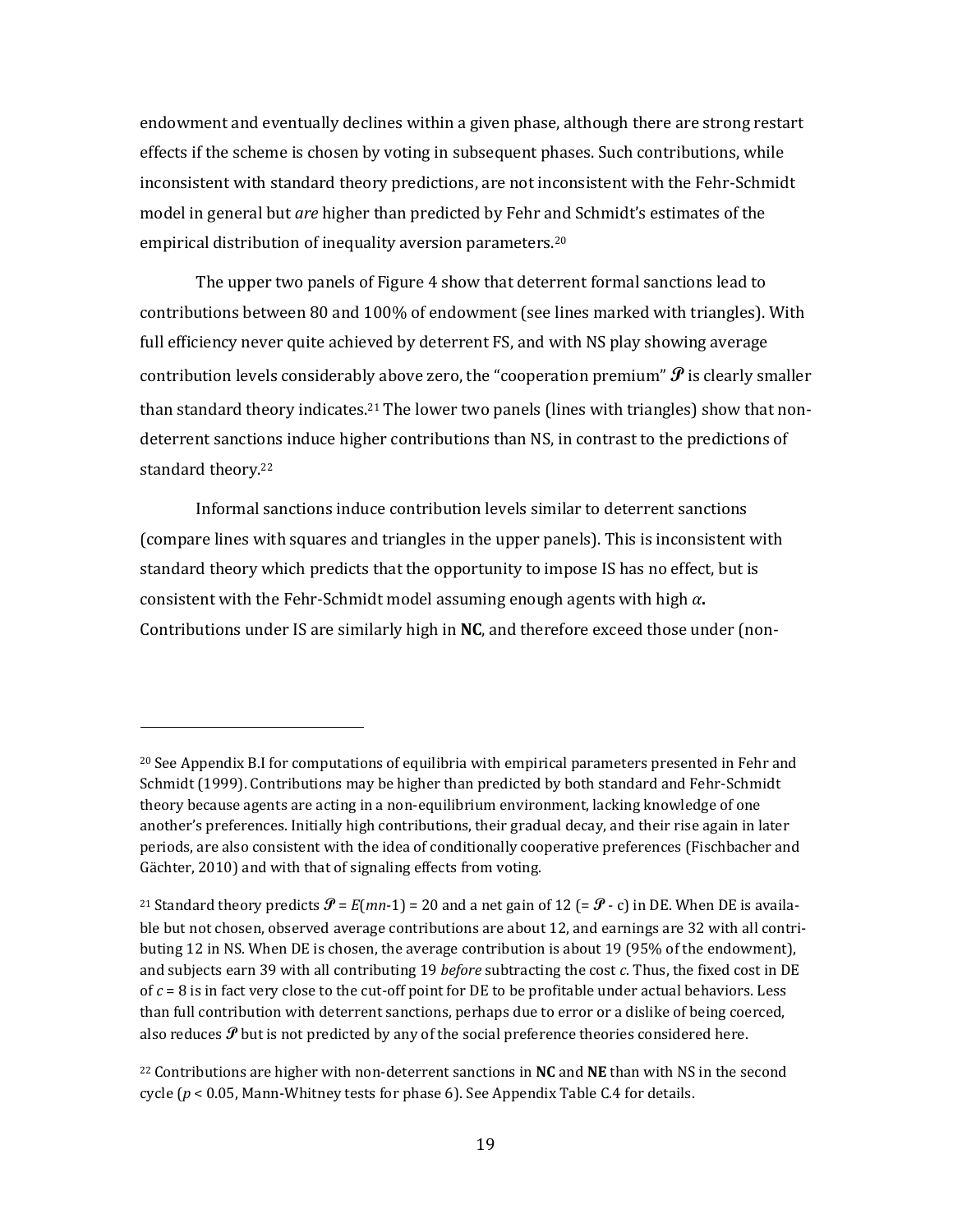endowment and eventually declines within a given phase, although there are strong restart effects if the scheme is chosen by voting in subsequent phases. Such contributions, while inconsistent with standard theory predictions, are not inconsistent with the Fehr-Schmidt model in general but *are* higher than predicted by Fehr and Schmidt's estimates of the empirical distribution of inequality aversion parameters.[20]

The upper two panels of Figure 4 show that deterrent formal sanctions lead to contributions between 80 and 100% of endowment (see lines marked with triangles). With full efficiency never quite achieved by deterrent FS, and with NS play showing average contribution levels considerably above zero, the "cooperation premium" $\mathscr{P}$ is clearly smaller than standard theory indicates.[21] The lower two panels (lines with triangles) show that non-deterrent sanctions induce higher contributions than NS, in contrast to the predictions of standard theory.[22]

Informal sanctions induce contribution levels similar to deterrent sanctions (compare lines with squares and triangles in the upper panels). This is inconsistent with standard theory which predicts that the opportunity to impose IS has no effect, but is consistent with the Fehr-Schmidt model assuming enough agents with high $\alpha$**.** Contributions under IS are similarly high in **NC**, and therefore exceed those under (non-

---

[20] See Appendix B.I for computations of equilibria with empirical parameters presented in Fehr and Schmidt (1999). Contributions may be higher than predicted by both standard and Fehr-Schmidt theory because agents are acting in a non-equilibrium environment, lacking knowledge of one another's preferences. Initially high contributions, their gradual decay, and their rise again in later periods, are also consistent with the idea of conditionally cooperative preferences (Fischbacher and Gächter, 2010) and with that of signaling effects from voting.

[21] Standard theory predicts $\mathscr{P} = E(mn\text{-}1) = 20$ and a net gain of 12 ($= \mathscr{P}$ - c) in DE. When DE is available but not chosen, observed average contributions are about 12, and earnings are 32 with all contributing 12 in NS. When DE is chosen, the average contribution is about 19 (95% of the endowment), and subjects earn 39 with all contributing 19 *before* subtracting the cost *c*. Thus, the fixed cost in DE of $c = 8$ is in fact very close to the cut-off point for DE to be profitable under actual behaviors. Less than full contribution with deterrent sanctions, perhaps due to error or a dislike of being coerced, also reduces $\mathscr{P}$ but is not predicted by any of the social preference theories considered here.

[22] Contributions are higher with non-deterrent sanctions in **NC** and **NE** than with NS in the second cycle ($p < 0.05$, Mann-Whitney tests for phase 6). See Appendix Table C.4 for details.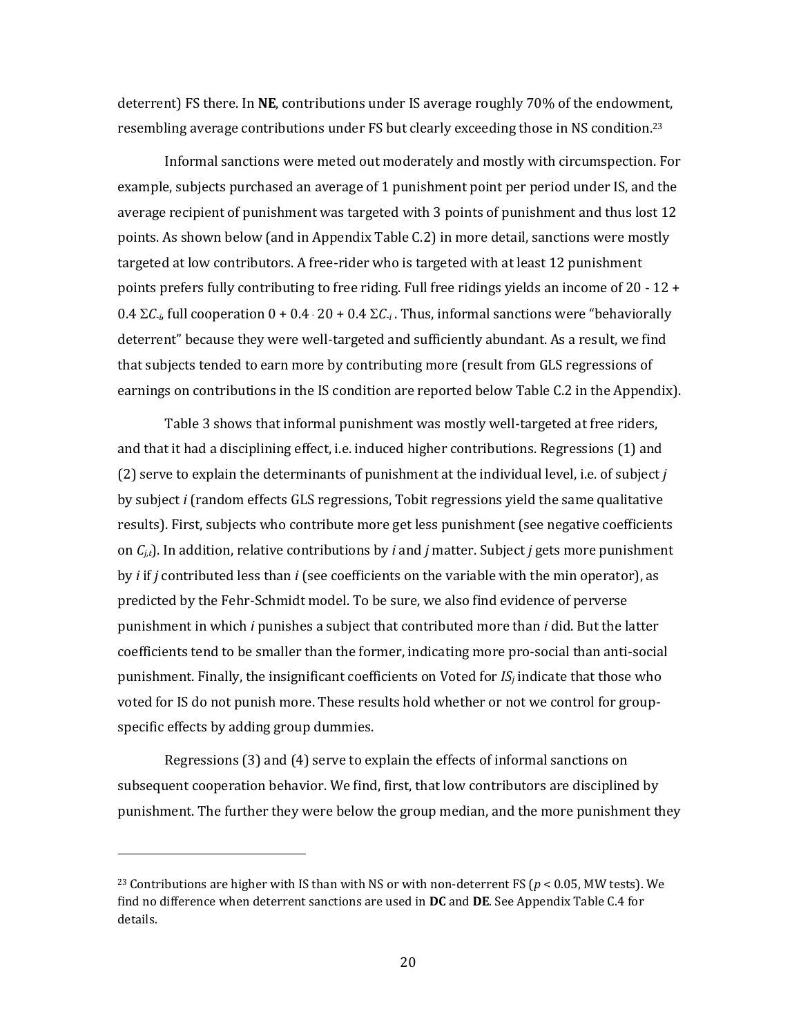deterrent) FS there. In **NE**, contributions under IS average roughly 70% of the endowment, resembling average contributions under FS but clearly exceeding those in NS condition.[23]

Informal sanctions were meted out moderately and mostly with circumspection. For example, subjects purchased an average of 1 punishment point per period under IS, and the average recipient of punishment was targeted with 3 points of punishment and thus lost 12 points. As shown below (and in Appendix Table C.2) in more detail, sanctions were mostly targeted at low contributors. A free-rider who is targeted with at least 12 punishment points prefers fully contributing to free riding. Full free ridings yields an income of $20 - 12 + 0.4\ \Sigma C_{-i}$, full cooperation $0 + 0.4 \cdot 20 + 0.4\ \Sigma C_{-i}$. Thus, informal sanctions were "behaviorally deterrent" because they were well-targeted and sufficiently abundant. As a result, we find that subjects tended to earn more by contributing more (result from GLS regressions of earnings on contributions in the IS condition are reported below Table C.2 in the Appendix).

Table 3 shows that informal punishment was mostly well-targeted at free riders, and that it had a disciplining effect, i.e. induced higher contributions. Regressions (1) and (2) serve to explain the determinants of punishment at the individual level, i.e. of subject *j* by subject *i* (random effects GLS regressions, Tobit regressions yield the same qualitative results). First, subjects who contribute more get less punishment (see negative coefficients on $C_{j,t}$). In addition, relative contributions by *i* and *j* matter. Subject *j* gets more punishment by *i* if *j* contributed less than *i* (see coefficients on the variable with the min operator), as predicted by the Fehr-Schmidt model. To be sure, we also find evidence of perverse punishment in which *i* punishes a subject that contributed more than *i* did. But the latter coefficients tend to be smaller than the former, indicating more pro-social than anti-social punishment. Finally, the insignificant coefficients on Voted for $IS_j$ indicate that those who voted for IS do not punish more. These results hold whether or not we control for group-specific effects by adding group dummies.

Regressions (3) and (4) serve to explain the effects of informal sanctions on subsequent cooperation behavior. We find, first, that low contributors are disciplined by punishment. The further they were below the group median, and the more punishment they

---

[23] Contributions are higher with IS than with NS or with non-deterrent FS ($p < 0.05$, MW tests). We find no difference when deterrent sanctions are used in **DC** and **DE**. See Appendix Table C.4 for details.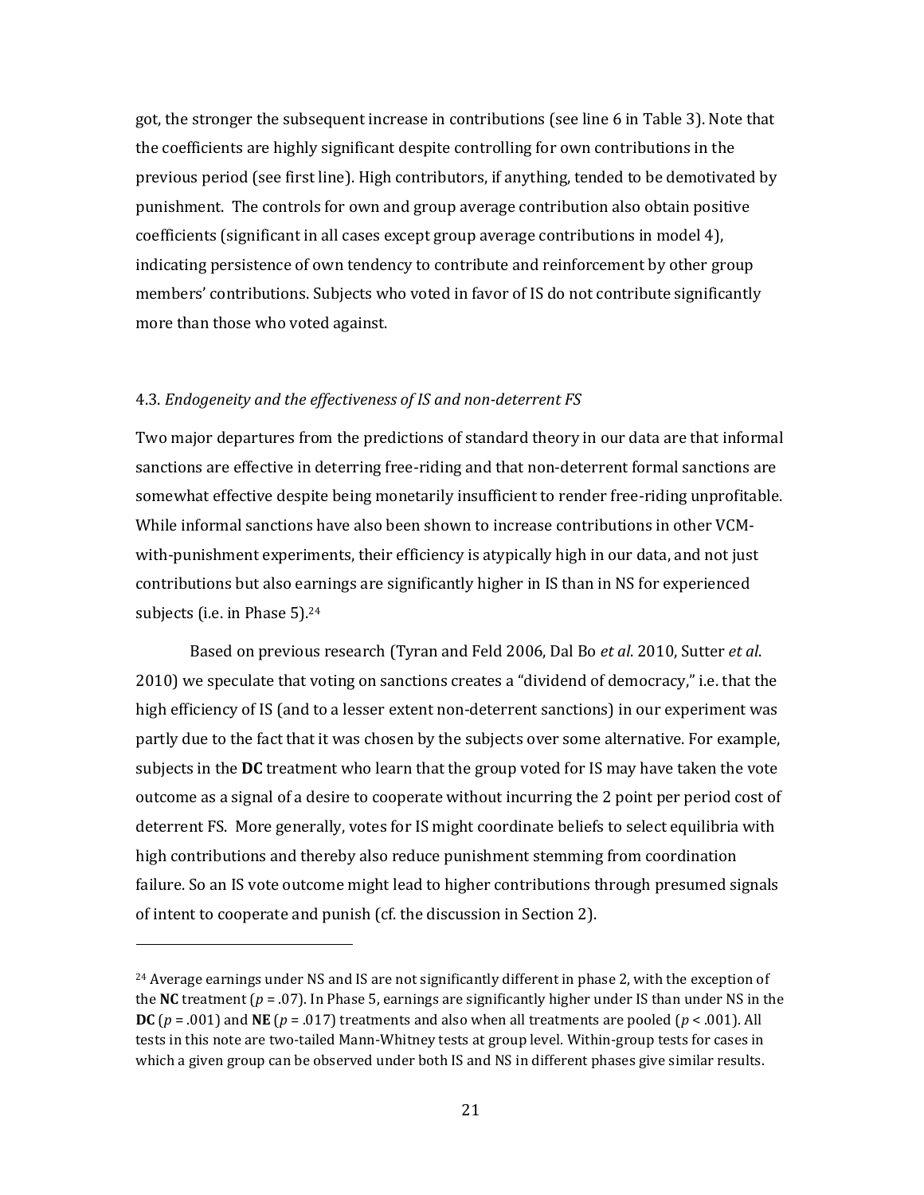got, the stronger the subsequent increase in contributions (see line 6 in Table 3). Note that the coefficients are highly significant despite controlling for own contributions in the previous period (see first line). High contributors, if anything, tended to be demotivated by punishment. The controls for own and group average contribution also obtain positive coefficients (significant in all cases except group average contributions in model 4), indicating persistence of own tendency to contribute and reinforcement by other group members' contributions. Subjects who voted in favor of IS do not contribute significantly more than those who voted against.

### 4.3. *Endogeneity and the effectiveness of IS and non-deterrent FS*

Two major departures from the predictions of standard theory in our data are that informal sanctions are effective in deterring free-riding and that non-deterrent formal sanctions are somewhat effective despite being monetarily insufficient to render free-riding unprofitable. While informal sanctions have also been shown to increase contributions in other VCM-with-punishment experiments, their efficiency is atypically high in our data, and not just contributions but also earnings are significantly higher in IS than in NS for experienced subjects (i.e. in Phase 5).[24]

Based on previous research (Tyran and Feld 2006, Dal Bo *et al*. 2010, Sutter *et al*. 2010) we speculate that voting on sanctions creates a "dividend of democracy," i.e. that the high efficiency of IS (and to a lesser extent non-deterrent sanctions) in our experiment was partly due to the fact that it was chosen by the subjects over some alternative. For example, subjects in the **DC** treatment who learn that the group voted for IS may have taken the vote outcome as a signal of a desire to cooperate without incurring the 2 point per period cost of deterrent FS. More generally, votes for IS might coordinate beliefs to select equilibria with high contributions and thereby also reduce punishment stemming from coordination failure. So an IS vote outcome might lead to higher contributions through presumed signals of intent to cooperate and punish (cf. the discussion in Section 2).

---

[24] Average earnings under NS and IS are not significantly different in phase 2, with the exception of the **NC** treatment ($p = .07$). In Phase 5, earnings are significantly higher under IS than under NS in the **DC** ($p = .001$) and **NE** ($p = .017$) treatments and also when all treatments are pooled ($p < .001$). All tests in this note are two-tailed Mann-Whitney tests at group level. Within-group tests for cases in which a given group can be observed under both IS and NS in different phases give similar results.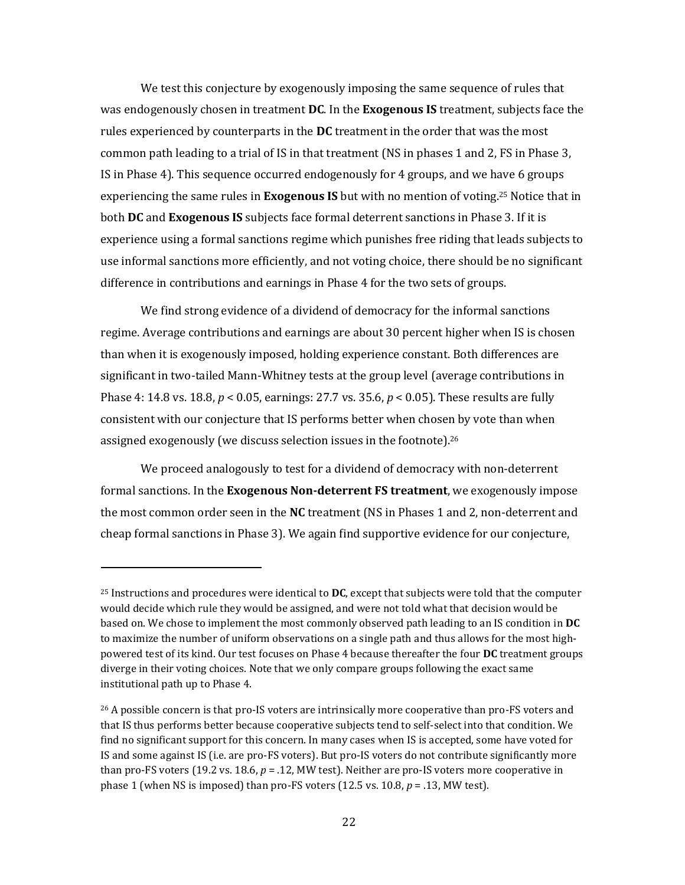We test this conjecture by exogenously imposing the same sequence of rules that was endogenously chosen in treatment **DC**. In the **Exogenous IS** treatment, subjects face the rules experienced by counterparts in the **DC** treatment in the order that was the most common path leading to a trial of IS in that treatment (NS in phases 1 and 2, FS in Phase 3, IS in Phase 4). This sequence occurred endogenously for 4 groups, and we have 6 groups experiencing the same rules in **Exogenous IS** but with no mention of voting.[25] Notice that in both **DC** and **Exogenous IS** subjects face formal deterrent sanctions in Phase 3. If it is experience using a formal sanctions regime which punishes free riding that leads subjects to use informal sanctions more efficiently, and not voting choice, there should be no significant difference in contributions and earnings in Phase 4 for the two sets of groups.

We find strong evidence of a dividend of democracy for the informal sanctions regime. Average contributions and earnings are about 30 percent higher when IS is chosen than when it is exogenously imposed, holding experience constant. Both differences are significant in two-tailed Mann-Whitney tests at the group level (average contributions in Phase 4: 14.8 vs. 18.8, $p < 0.05$, earnings: 27.7 vs. 35.6, $p < 0.05$). These results are fully consistent with our conjecture that IS performs better when chosen by vote than when assigned exogenously (we discuss selection issues in the footnote).[26]

We proceed analogously to test for a dividend of democracy with non-deterrent formal sanctions. In the **Exogenous Non-deterrent FS treatment**, we exogenously impose the most common order seen in the **NC** treatment (NS in Phases 1 and 2, non-deterrent and cheap formal sanctions in Phase 3). We again find supportive evidence for our conjecture,

---

[25] Instructions and procedures were identical to **DC**, except that subjects were told that the computer would decide which rule they would be assigned, and were not told what that decision would be based on. We chose to implement the most commonly observed path leading to an IS condition in **DC** to maximize the number of uniform observations on a single path and thus allows for the most high-powered test of its kind. Our test focuses on Phase 4 because thereafter the four **DC** treatment groups diverge in their voting choices. Note that we only compare groups following the exact same institutional path up to Phase 4.

[26] A possible concern is that pro-IS voters are intrinsically more cooperative than pro-FS voters and that IS thus performs better because cooperative subjects tend to self-select into that condition. We find no significant support for this concern. In many cases when IS is accepted, some have voted for IS and some against IS (i.e. are pro-FS voters). But pro-IS voters do not contribute significantly more than pro-FS voters (19.2 vs. 18.6, $p = .12$, MW test). Neither are pro-IS voters more cooperative in phase 1 (when NS is imposed) than pro-FS voters (12.5 vs. 10.8, $p = .13$, MW test).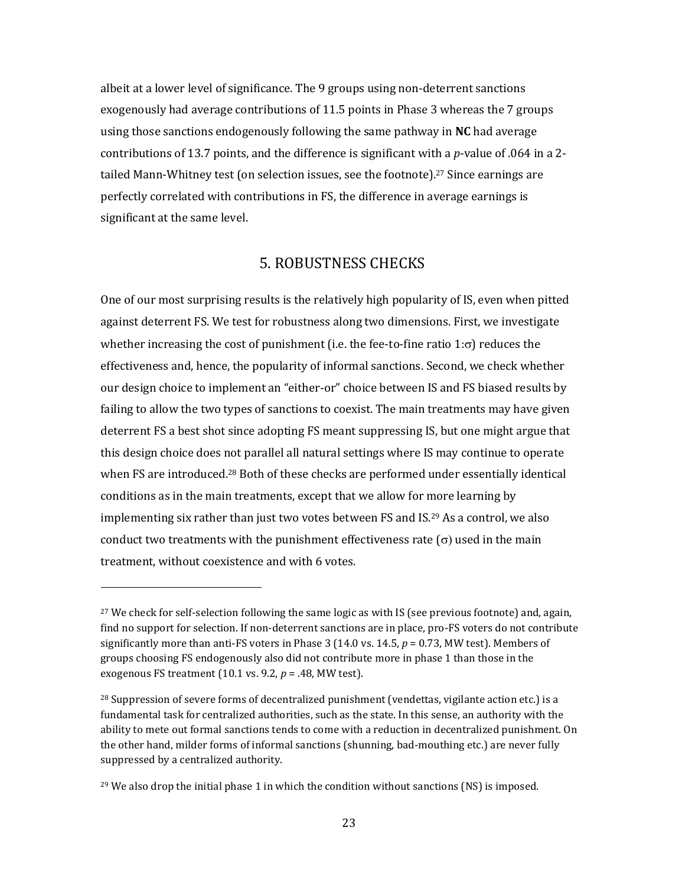albeit at a lower level of significance. The 9 groups using non-deterrent sanctions exogenously had average contributions of 11.5 points in Phase 3 whereas the 7 groups using those sanctions endogenously following the same pathway in **NC** had average contributions of 13.7 points, and the difference is significant with a *p*-value of .064 in a 2-tailed Mann-Whitney test (on selection issues, see the footnote).[27] Since earnings are perfectly correlated with contributions in FS, the difference in average earnings is significant at the same level.

## 5. ROBUSTNESS CHECKS

One of our most surprising results is the relatively high popularity of IS, even when pitted against deterrent FS. We test for robustness along two dimensions. First, we investigate whether increasing the cost of punishment (i.e. the fee-to-fine ratio $1{:}\sigma$) reduces the effectiveness and, hence, the popularity of informal sanctions. Second, we check whether our design choice to implement an "either-or" choice between IS and FS biased results by failing to allow the two types of sanctions to coexist. The main treatments may have given deterrent FS a best shot since adopting FS meant suppressing IS, but one might argue that this design choice does not parallel all natural settings where IS may continue to operate when FS are introduced.[28] Both of these checks are performed under essentially identical conditions as in the main treatments, except that we allow for more learning by implementing six rather than just two votes between FS and IS.[29] As a control, we also conduct two treatments with the punishment effectiveness rate ($\sigma$) used in the main treatment, without coexistence and with 6 votes.

---

[27] We check for self-selection following the same logic as with IS (see previous footnote) and, again, find no support for selection. If non-deterrent sanctions are in place, pro-FS voters do not contribute significantly more than anti-FS voters in Phase 3 (14.0 vs. 14.5, $p = 0.73$, MW test). Members of groups choosing FS endogenously also did not contribute more in phase 1 than those in the exogenous FS treatment (10.1 vs. 9.2, $p = .48$, MW test).

[28] Suppression of severe forms of decentralized punishment (vendettas, vigilante action etc.) is a fundamental task for centralized authorities, such as the state. In this sense, an authority with the ability to mete out formal sanctions tends to come with a reduction in decentralized punishment. On the other hand, milder forms of informal sanctions (shunning, bad-mouthing etc.) are never fully suppressed by a centralized authority.

[29] We also drop the initial phase 1 in which the condition without sanctions (NS) is imposed.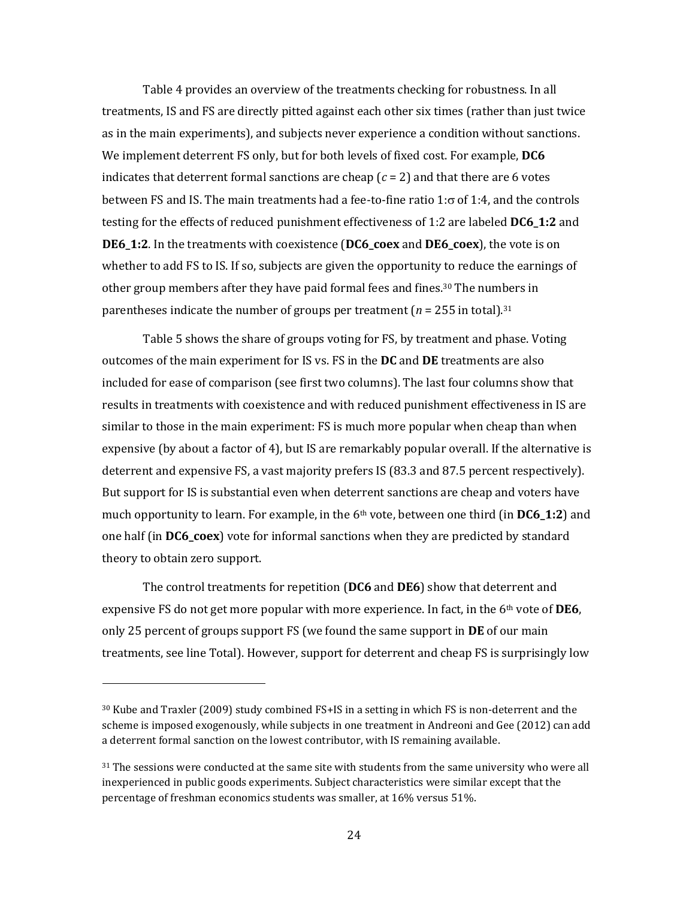Table 4 provides an overview of the treatments checking for robustness. In all treatments, IS and FS are directly pitted against each other six times (rather than just twice as in the main experiments), and subjects never experience a condition without sanctions. We implement deterrent FS only, but for both levels of fixed cost. For example, **DC6** indicates that deterrent formal sanctions are cheap ($c = 2$) and that there are 6 votes between FS and IS. The main treatments had a fee-to-fine ratio 1:$\sigma$ of 1:4, and the controls testing for the effects of reduced punishment effectiveness of 1:2 are labeled **DC6_1:2** and **DE6_1:2**. In the treatments with coexistence (**DC6_coex** and **DE6_coex**), the vote is on whether to add FS to IS. If so, subjects are given the opportunity to reduce the earnings of other group members after they have paid formal fees and fines.[30] The numbers in parentheses indicate the number of groups per treatment ($n = 255$ in total).[31]

Table 5 shows the share of groups voting for FS, by treatment and phase. Voting outcomes of the main experiment for IS vs. FS in the **DC** and **DE** treatments are also included for ease of comparison (see first two columns). The last four columns show that results in treatments with coexistence and with reduced punishment effectiveness in IS are similar to those in the main experiment: FS is much more popular when cheap than when expensive (by about a factor of 4), but IS are remarkably popular overall. If the alternative is deterrent and expensive FS, a vast majority prefers IS (83.3 and 87.5 percent respectively). But support for IS is substantial even when deterrent sanctions are cheap and voters have much opportunity to learn. For example, in the 6th vote, between one third (in **DC6_1:2**) and one half (in **DC6_coex**) vote for informal sanctions when they are predicted by standard theory to obtain zero support.

The control treatments for repetition (**DC6** and **DE6**) show that deterrent and expensive FS do not get more popular with more experience. In fact, in the 6th vote of **DE6**, only 25 percent of groups support FS (we found the same support in **DE** of our main treatments, see line Total). However, support for deterrent and cheap FS is surprisingly low

[30] Kube and Traxler (2009) study combined FS+IS in a setting in which FS is non-deterrent and the scheme is imposed exogenously, while subjects in one treatment in Andreoni and Gee (2012) can add a deterrent formal sanction on the lowest contributor, with IS remaining available.

[31] The sessions were conducted at the same site with students from the same university who were all inexperienced in public goods experiments. Subject characteristics were similar except that the percentage of freshman economics students was smaller, at 16% versus 51%.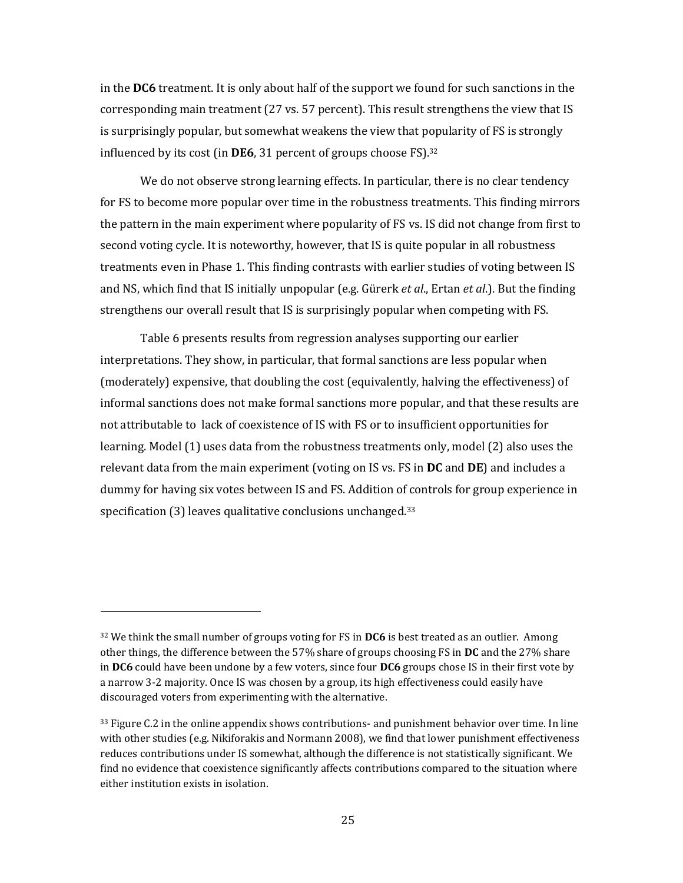in the **DC6** treatment. It is only about half of the support we found for such sanctions in the corresponding main treatment (27 vs. 57 percent). This result strengthens the view that IS is surprisingly popular, but somewhat weakens the view that popularity of FS is strongly influenced by its cost (in **DE6**, 31 percent of groups choose FS).[32]

We do not observe strong learning effects. In particular, there is no clear tendency for FS to become more popular over time in the robustness treatments. This finding mirrors the pattern in the main experiment where popularity of FS vs. IS did not change from first to second voting cycle. It is noteworthy, however, that IS is quite popular in all robustness treatments even in Phase 1. This finding contrasts with earlier studies of voting between IS and NS, which find that IS initially unpopular (e.g. Gürerk *et al*., Ertan *et al*.). But the finding strengthens our overall result that IS is surprisingly popular when competing with FS.

Table 6 presents results from regression analyses supporting our earlier interpretations. They show, in particular, that formal sanctions are less popular when (moderately) expensive, that doubling the cost (equivalently, halving the effectiveness) of informal sanctions does not make formal sanctions more popular, and that these results are not attributable to lack of coexistence of IS with FS or to insufficient opportunities for learning. Model (1) uses data from the robustness treatments only, model (2) also uses the relevant data from the main experiment (voting on IS vs. FS in **DC** and **DE**) and includes a dummy for having six votes between IS and FS. Addition of controls for group experience in specification (3) leaves qualitative conclusions unchanged.[33]

---

[32] We think the small number of groups voting for FS in **DC6** is best treated as an outlier. Among other things, the difference between the 57% share of groups choosing FS in **DC** and the 27% share in **DC6** could have been undone by a few voters, since four **DC6** groups chose IS in their first vote by a narrow 3-2 majority. Once IS was chosen by a group, its high effectiveness could easily have discouraged voters from experimenting with the alternative.

[33] Figure C.2 in the online appendix shows contributions- and punishment behavior over time. In line with other studies (e.g. Nikiforakis and Normann 2008), we find that lower punishment effectiveness reduces contributions under IS somewhat, although the difference is not statistically significant. We find no evidence that coexistence significantly affects contributions compared to the situation where either institution exists in isolation.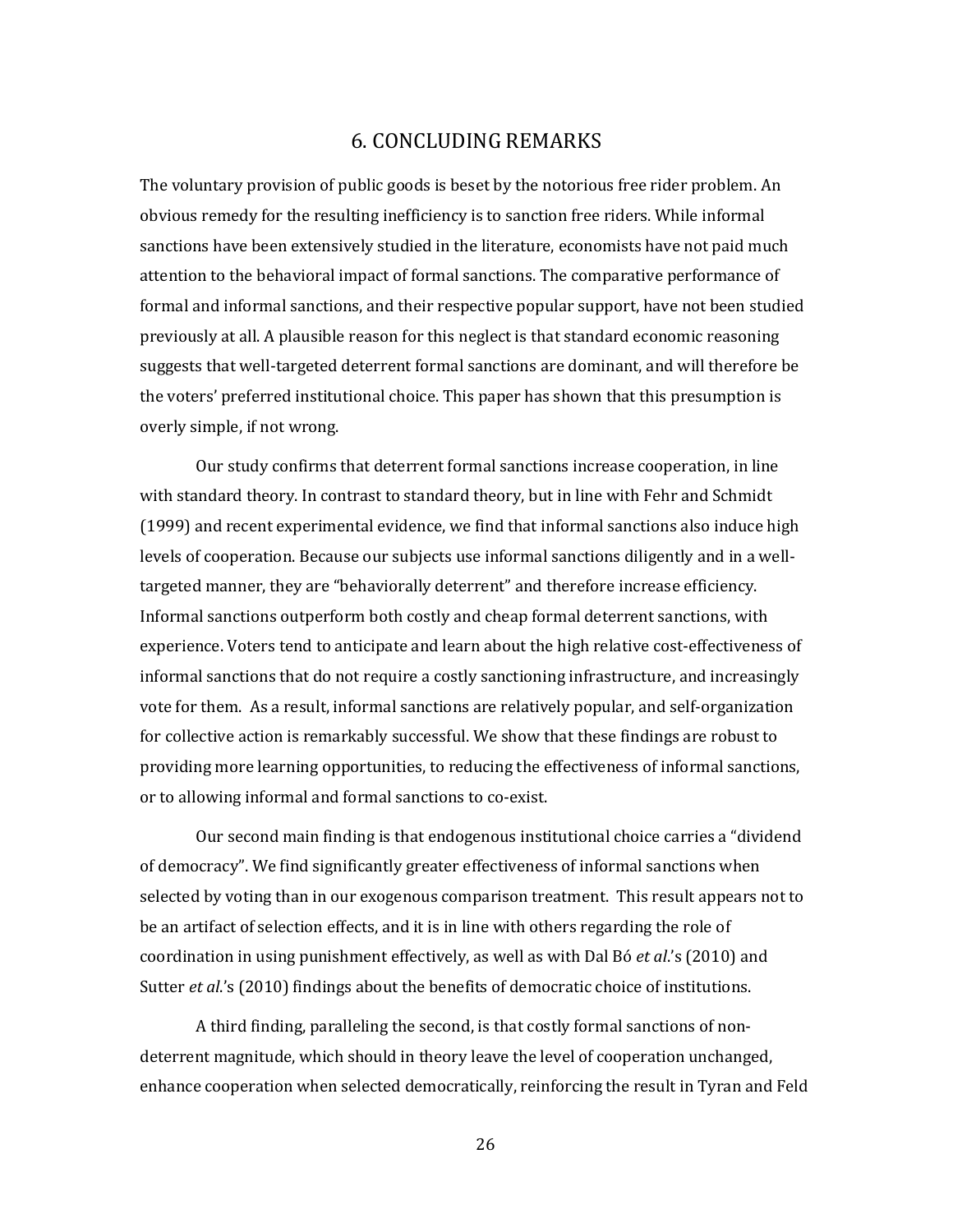## 6. CONCLUDING REMARKS

The voluntary provision of public goods is beset by the notorious free rider problem. An obvious remedy for the resulting inefficiency is to sanction free riders. While informal sanctions have been extensively studied in the literature, economists have not paid much attention to the behavioral impact of formal sanctions. The comparative performance of formal and informal sanctions, and their respective popular support, have not been studied previously at all. A plausible reason for this neglect is that standard economic reasoning suggests that well-targeted deterrent formal sanctions are dominant, and will therefore be the voters' preferred institutional choice. This paper has shown that this presumption is overly simple, if not wrong.

Our study confirms that deterrent formal sanctions increase cooperation, in line with standard theory. In contrast to standard theory, but in line with Fehr and Schmidt (1999) and recent experimental evidence, we find that informal sanctions also induce high levels of cooperation. Because our subjects use informal sanctions diligently and in a well-targeted manner, they are "behaviorally deterrent" and therefore increase efficiency. Informal sanctions outperform both costly and cheap formal deterrent sanctions, with experience. Voters tend to anticipate and learn about the high relative cost-effectiveness of informal sanctions that do not require a costly sanctioning infrastructure, and increasingly vote for them. As a result, informal sanctions are relatively popular, and self-organization for collective action is remarkably successful. We show that these findings are robust to providing more learning opportunities, to reducing the effectiveness of informal sanctions, or to allowing informal and formal sanctions to co-exist.

Our second main finding is that endogenous institutional choice carries a "dividend of democracy". We find significantly greater effectiveness of informal sanctions when selected by voting than in our exogenous comparison treatment. This result appears not to be an artifact of selection effects, and it is in line with others regarding the role of coordination in using punishment effectively, as well as with Dal Bó *et al.*'s (2010) and Sutter *et al.*'s (2010) findings about the benefits of democratic choice of institutions.

A third finding, paralleling the second, is that costly formal sanctions of non-deterrent magnitude, which should in theory leave the level of cooperation unchanged, enhance cooperation when selected democratically, reinforcing the result in Tyran and Feld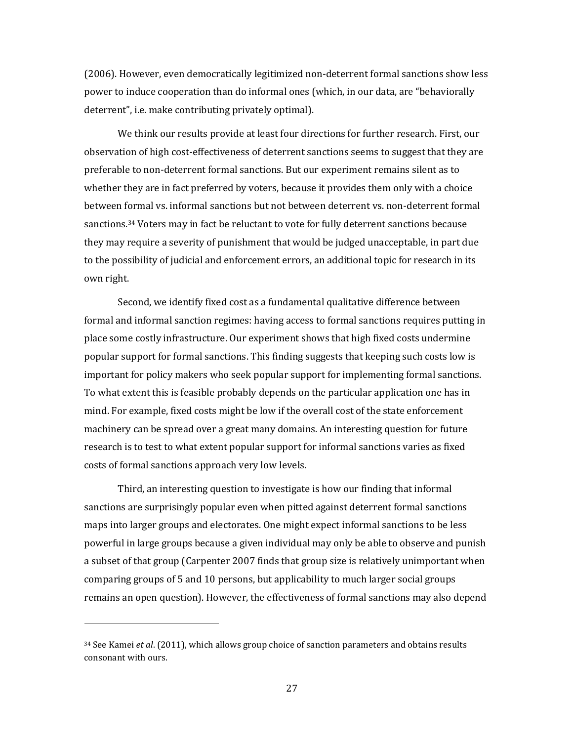(2006). However, even democratically legitimized non-deterrent formal sanctions show less power to induce cooperation than do informal ones (which, in our data, are "behaviorally deterrent", i.e. make contributing privately optimal).

We think our results provide at least four directions for further research. First, our observation of high cost-effectiveness of deterrent sanctions seems to suggest that they are preferable to non-deterrent formal sanctions. But our experiment remains silent as to whether they are in fact preferred by voters, because it provides them only with a choice between formal vs. informal sanctions but not between deterrent vs. non-deterrent formal sanctions.[34] Voters may in fact be reluctant to vote for fully deterrent sanctions because they may require a severity of punishment that would be judged unacceptable, in part due to the possibility of judicial and enforcement errors, an additional topic for research in its own right.

Second, we identify fixed cost as a fundamental qualitative difference between formal and informal sanction regimes: having access to formal sanctions requires putting in place some costly infrastructure. Our experiment shows that high fixed costs undermine popular support for formal sanctions. This finding suggests that keeping such costs low is important for policy makers who seek popular support for implementing formal sanctions. To what extent this is feasible probably depends on the particular application one has in mind. For example, fixed costs might be low if the overall cost of the state enforcement machinery can be spread over a great many domains. An interesting question for future research is to test to what extent popular support for informal sanctions varies as fixed costs of formal sanctions approach very low levels.

Third, an interesting question to investigate is how our finding that informal sanctions are surprisingly popular even when pitted against deterrent formal sanctions maps into larger groups and electorates. One might expect informal sanctions to be less powerful in large groups because a given individual may only be able to observe and punish a subset of that group (Carpenter 2007 finds that group size is relatively unimportant when comparing groups of 5 and 10 persons, but applicability to much larger social groups remains an open question). However, the effectiveness of formal sanctions may also depend

[34] See Kamei *et al*. (2011), which allows group choice of sanction parameters and obtains results consonant with ours.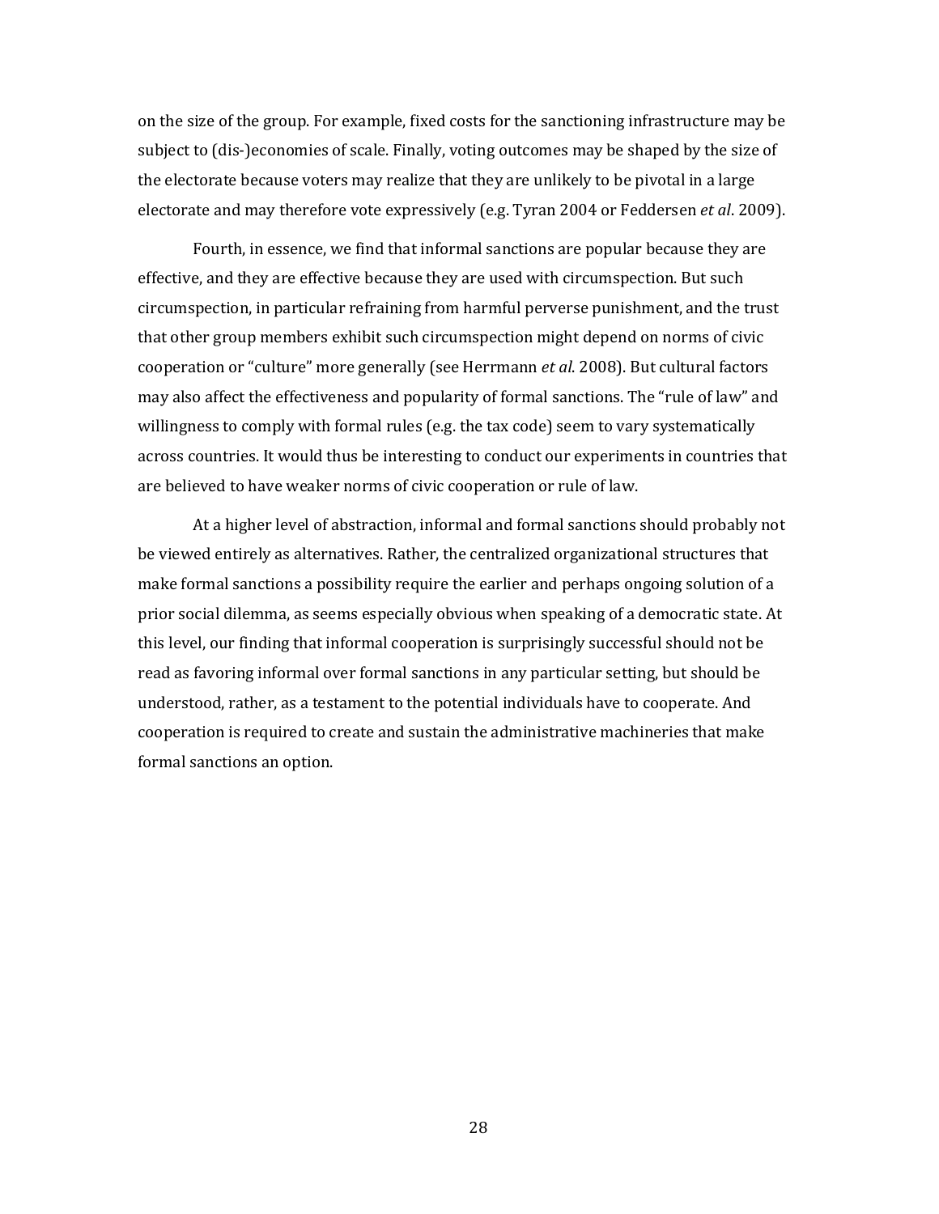on the size of the group. For example, fixed costs for the sanctioning infrastructure may be subject to (dis-)economies of scale. Finally, voting outcomes may be shaped by the size of the electorate because voters may realize that they are unlikely to be pivotal in a large electorate and may therefore vote expressively (e.g. Tyran 2004 or Feddersen *et al*. 2009).

Fourth, in essence, we find that informal sanctions are popular because they are effective, and they are effective because they are used with circumspection. But such circumspection, in particular refraining from harmful perverse punishment, and the trust that other group members exhibit such circumspection might depend on norms of civic cooperation or "culture" more generally (see Herrmann *et al*. 2008). But cultural factors may also affect the effectiveness and popularity of formal sanctions. The "rule of law" and willingness to comply with formal rules (e.g. the tax code) seem to vary systematically across countries. It would thus be interesting to conduct our experiments in countries that are believed to have weaker norms of civic cooperation or rule of law.

At a higher level of abstraction, informal and formal sanctions should probably not be viewed entirely as alternatives. Rather, the centralized organizational structures that make formal sanctions a possibility require the earlier and perhaps ongoing solution of a prior social dilemma, as seems especially obvious when speaking of a democratic state. At this level, our finding that informal cooperation is surprisingly successful should not be read as favoring informal over formal sanctions in any particular setting, but should be understood, rather, as a testament to the potential individuals have to cooperate. And cooperation is required to create and sustain the administrative machineries that make formal sanctions an option.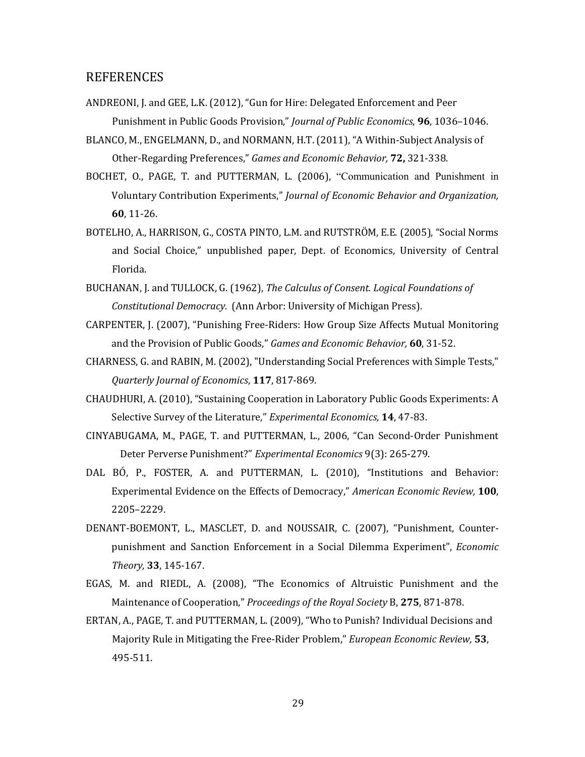## REFERENCES

ANDREONI, J. and GEE, L.K. (2012), "Gun for Hire: Delegated Enforcement and Peer Punishment in Public Goods Provision," *Journal of Public Economics*, **96**, 1036–1046.

BLANCO, M., ENGELMANN, D., and NORMANN, H.T. (2011), "A Within-Subject Analysis of Other-Regarding Preferences," *Games and Economic Behavior,* **72,** 321-338.

BOCHET, O., PAGE, T. and PUTTERMAN, L. (2006), "Communication and Punishment in Voluntary Contribution Experiments," *Journal of Economic Behavior and Organization,* **60**, 11-26.

BOTELHO, A., HARRISON, G., COSTA PINTO, L.M. and RUTSTRÖM, E.E. (2005), "Social Norms and Social Choice," unpublished paper, Dept. of Economics, University of Central Florida.

BUCHANAN, J. and TULLOCK, G. (1962), *The Calculus of Consent. Logical Foundations of Constitutional Democracy.* (Ann Arbor: University of Michigan Press).

CARPENTER, J. (2007), "Punishing Free-Riders: How Group Size Affects Mutual Monitoring and the Provision of Public Goods," *Games and Economic Behavior,* **60**, 31-52.

CHARNESS, G. and RABIN, M. (2002), "Understanding Social Preferences with Simple Tests," *Quarterly Journal of Economics*, **117**, 817-869.

CHAUDHURI, A. (2010), "Sustaining Cooperation in Laboratory Public Goods Experiments: A Selective Survey of the Literature," *Experimental Economics,* **14**, 47-83.

CINYABUGAMA, M., PAGE, T. and PUTTERMAN, L., 2006, "Can Second-Order Punishment Deter Perverse Punishment?" *Experimental Economics* 9(3): 265-279.

DAL BÓ, P., FOSTER, A. and PUTTERMAN, L. (2010), "Institutions and Behavior: Experimental Evidence on the Effects of Democracy," *American Economic Review,* **100**, 2205–2229.

DENANT-BOEMONT, L., MASCLET, D. and NOUSSAIR, C. (2007), "Punishment, Counter-punishment and Sanction Enforcement in a Social Dilemma Experiment", *Economic Theory,* **33**, 145-167.

EGAS, M. and RIEDL, A. (2008), "The Economics of Altruistic Punishment and the Maintenance of Cooperation," *Proceedings of the Royal Society* B, **275**, 871-878.

ERTAN, A., PAGE, T. and PUTTERMAN, L. (2009), "Who to Punish? Individual Decisions and Majority Rule in Mitigating the Free-Rider Problem," *European Economic Review,* **53**, 495-511.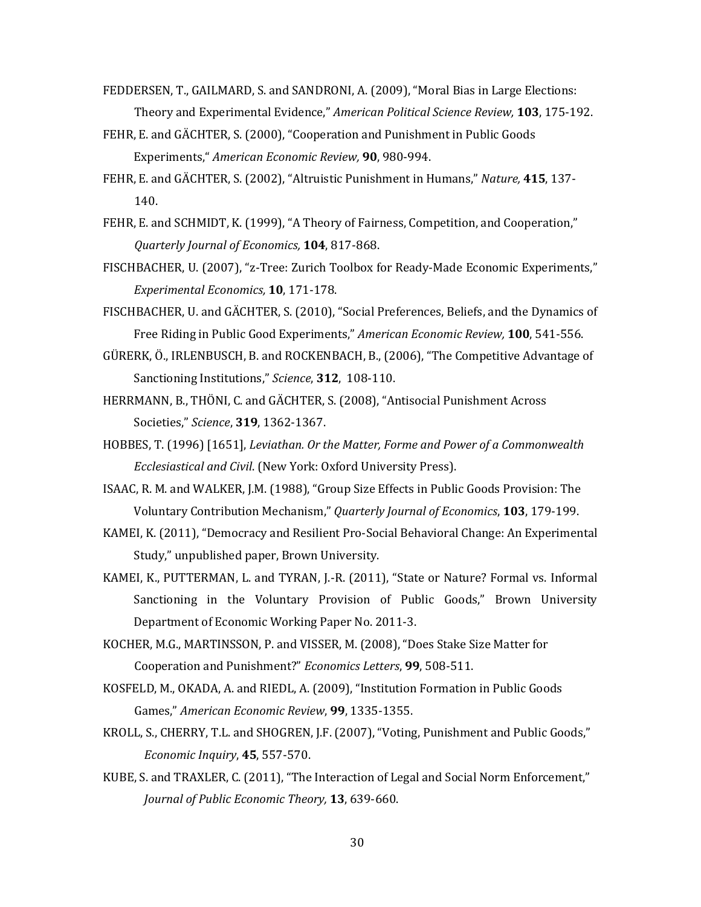FEDDERSEN, T., GAILMARD, S. and SANDRONI, A. (2009), "Moral Bias in Large Elections: Theory and Experimental Evidence," *American Political Science Review,* **103**, 175-192.

FEHR, E. and GÄCHTER, S. (2000), "Cooperation and Punishment in Public Goods Experiments," *American Economic Review,* **90**, 980-994.

FEHR, E. and GÄCHTER, S. (2002), "Altruistic Punishment in Humans," *Nature,* **415**, 137-140.

FEHR, E. and SCHMIDT, K. (1999), "A Theory of Fairness, Competition, and Cooperation," *Quarterly Journal of Economics,* **104**, 817-868.

FISCHBACHER, U. (2007), "z-Tree: Zurich Toolbox for Ready-Made Economic Experiments," *Experimental Economics,* **10**, 171-178.

FISCHBACHER, U. and GÄCHTER, S. (2010), "Social Preferences, Beliefs, and the Dynamics of Free Riding in Public Good Experiments," *American Economic Review,* **100**, 541-556.

GÜRERK, Ö., IRLENBUSCH, B. and ROCKENBACH, B., (2006), "The Competitive Advantage of Sanctioning Institutions," *Science*, **312**, 108-110.

HERRMANN, B., THÖNI, C. and GÄCHTER, S. (2008), "Antisocial Punishment Across Societies," *Science*, **319**, 1362-1367.

HOBBES, T. (1996) [1651], *Leviathan. Or the Matter, Forme and Power of a Commonwealth Ecclesiastical and Civil*. (New York: Oxford University Press).

ISAAC, R. M. and WALKER, J.M. (1988), "Group Size Effects in Public Goods Provision: The Voluntary Contribution Mechanism," *Quarterly Journal of Economics*, **103**, 179-199.

KAMEI, K. (2011), "Democracy and Resilient Pro-Social Behavioral Change: An Experimental Study," unpublished paper, Brown University.

KAMEI, K., PUTTERMAN, L. and TYRAN, J.-R. (2011), "State or Nature? Formal vs. Informal Sanctioning in the Voluntary Provision of Public Goods," Brown University Department of Economic Working Paper No. 2011-3.

KOCHER, M.G., MARTINSSON, P. and VISSER, M. (2008), "Does Stake Size Matter for Cooperation and Punishment?" *Economics Letters*, **99**, 508-511.

KOSFELD, M., OKADA, A. and RIEDL, A. (2009), "Institution Formation in Public Goods Games," *American Economic Review*, **99**, 1335-1355.

KROLL, S., CHERRY, T.L. and SHOGREN, J.F. (2007), "Voting, Punishment and Public Goods," *Economic Inquiry*, **45**, 557-570.

KUBE, S. and TRAXLER, C. (2011), "The Interaction of Legal and Social Norm Enforcement," *Journal of Public Economic Theory,* **13**, 639-660.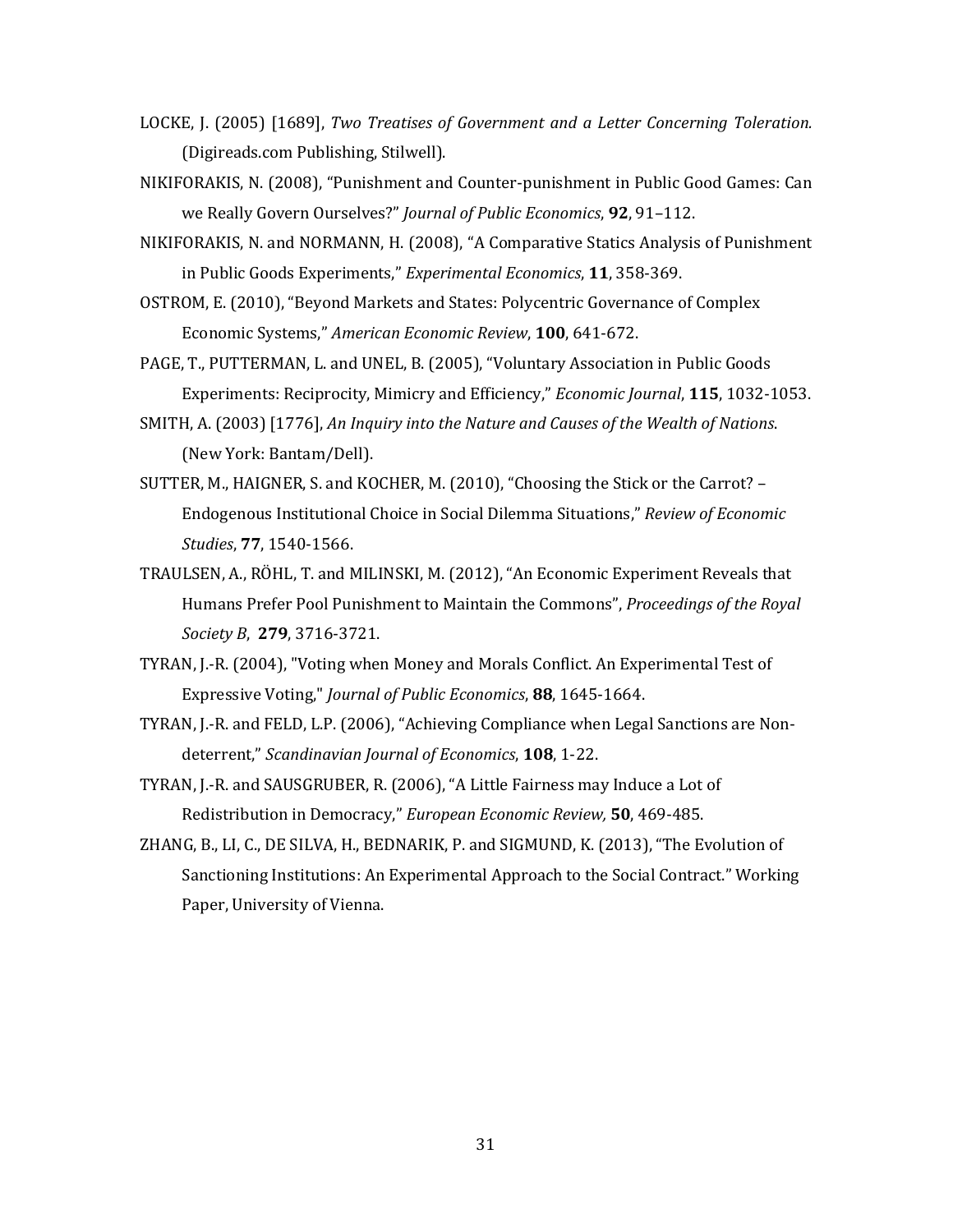LOCKE, J. (2005) [1689], *Two Treatises of Government and a Letter Concerning Toleration.* (Digireads.com Publishing, Stilwell).

NIKIFORAKIS, N. (2008), "Punishment and Counter-punishment in Public Good Games: Can we Really Govern Ourselves?" *Journal of Public Economics*, **92**, 91–112.

NIKIFORAKIS, N. and NORMANN, H. (2008), "A Comparative Statics Analysis of Punishment in Public Goods Experiments," *Experimental Economics*, **11**, 358-369.

OSTROM, E. (2010), "Beyond Markets and States: Polycentric Governance of Complex Economic Systems," *American Economic Review*, **100**, 641-672.

PAGE, T., PUTTERMAN, L. and UNEL, B. (2005), "Voluntary Association in Public Goods Experiments: Reciprocity, Mimicry and Efficiency," *Economic Journal*, **115**, 1032-1053.

SMITH, A. (2003) [1776], *An Inquiry into the Nature and Causes of the Wealth of Nations*. (New York: Bantam/Dell).

SUTTER, M., HAIGNER, S. and KOCHER, M. (2010), "Choosing the Stick or the Carrot? – Endogenous Institutional Choice in Social Dilemma Situations," *Review of Economic Studies*, **77**, 1540-1566.

TRAULSEN, A., RÖHL, T. and MILINSKI, M. (2012), "An Economic Experiment Reveals that Humans Prefer Pool Punishment to Maintain the Commons", *Proceedings of the Royal Society B*, **279**, 3716-3721.

TYRAN, J.-R. (2004), "Voting when Money and Morals Conflict. An Experimental Test of Expressive Voting," *Journal of Public Economics*, **88**, 1645-1664.

TYRAN, J.-R. and FELD, L.P. (2006), "Achieving Compliance when Legal Sanctions are Non-deterrent," *Scandinavian Journal of Economics*, **108**, 1-22.

TYRAN, J.-R. and SAUSGRUBER, R. (2006), "A Little Fairness may Induce a Lot of Redistribution in Democracy," *European Economic Review,* **50**, 469-485.

ZHANG, B., LI, C., DE SILVA, H., BEDNARIK, P. and SIGMUND, K. (2013), "The Evolution of Sanctioning Institutions: An Experimental Approach to the Social Contract." Working Paper, University of Vienna.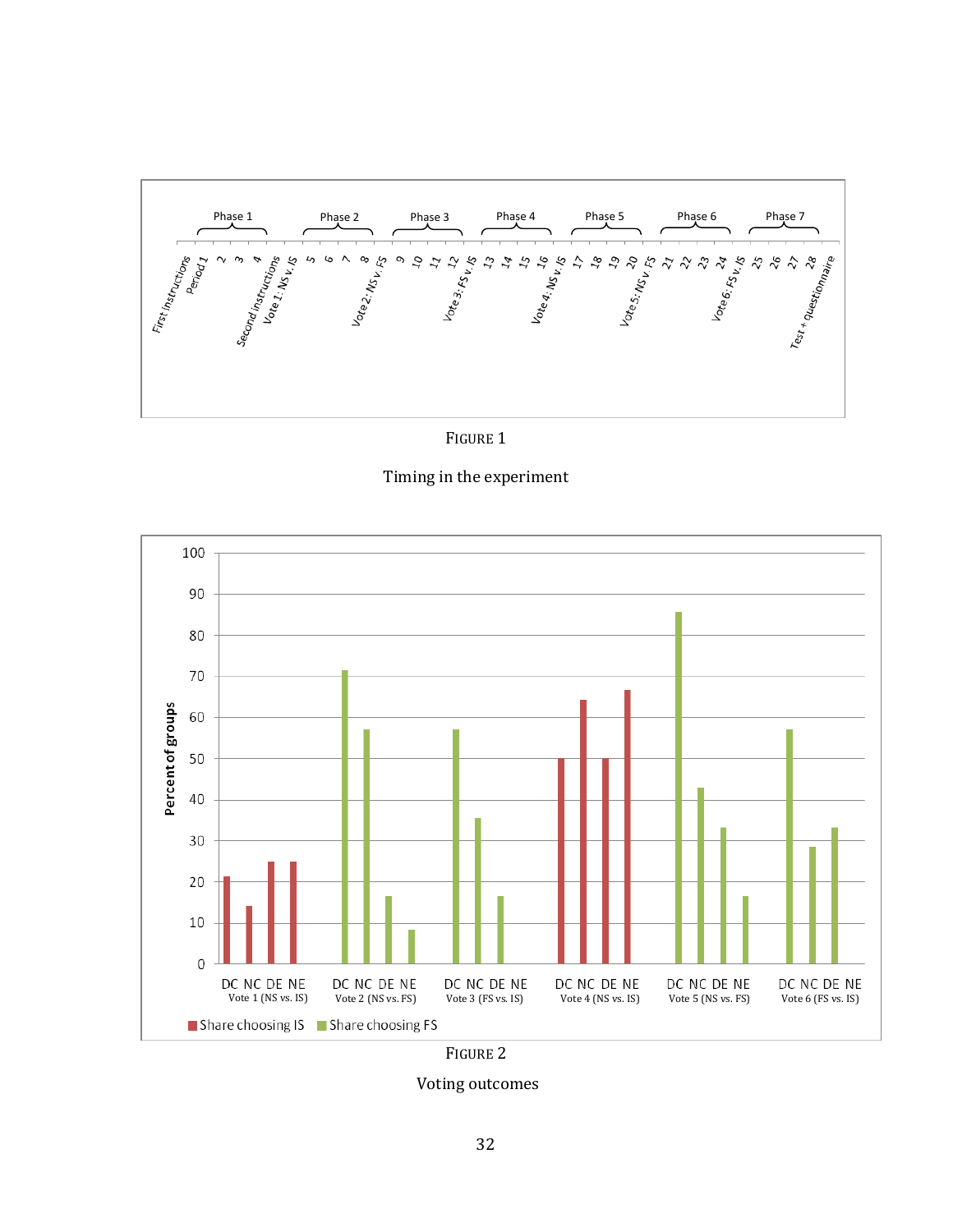FIGURE 1

Timing in the experiment

FIGURE 2

Voting outcomes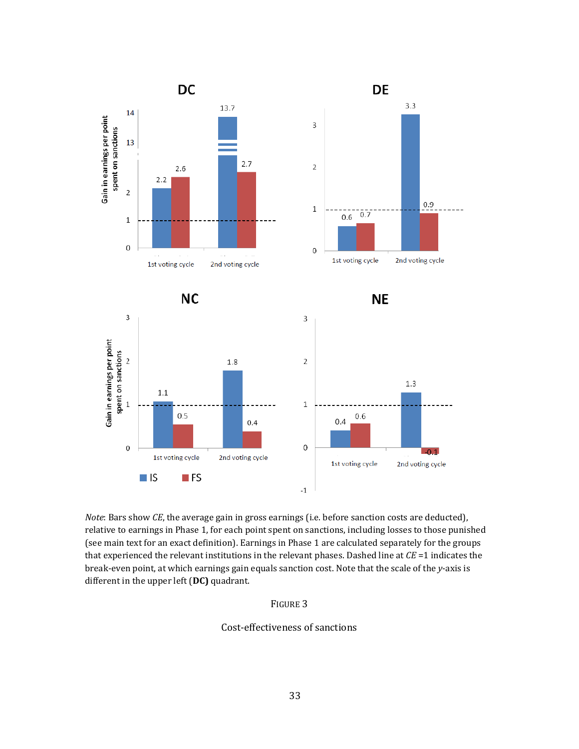Note: Bars show *CE*, the average gain in gross earnings (i.e. before sanction costs are deducted), relative to earnings in Phase 1, for each point spent on sanctions, including losses to those punished (see main text for an exact definition). Earnings in Phase 1 are calculated separately for the groups that experienced the relevant institutions in the relevant phases. Dashed line at *CE* =1 indicates the break-even point, at which earnings gain equals sanction cost. Note that the scale of the *y*-axis is different in the upper left (**DC)** quadrant.

FIGURE 3

Cost-effectiveness of sanctions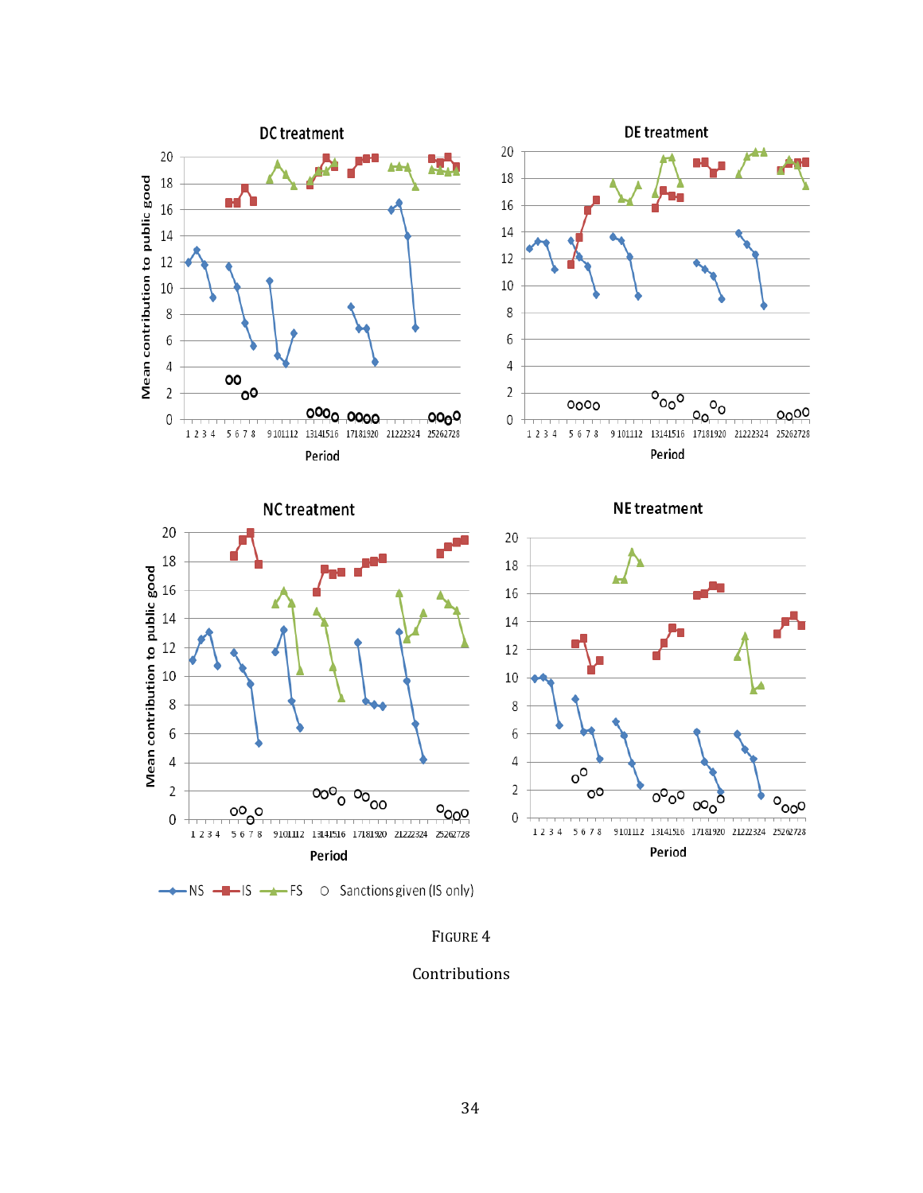FIGURE 4

Contributions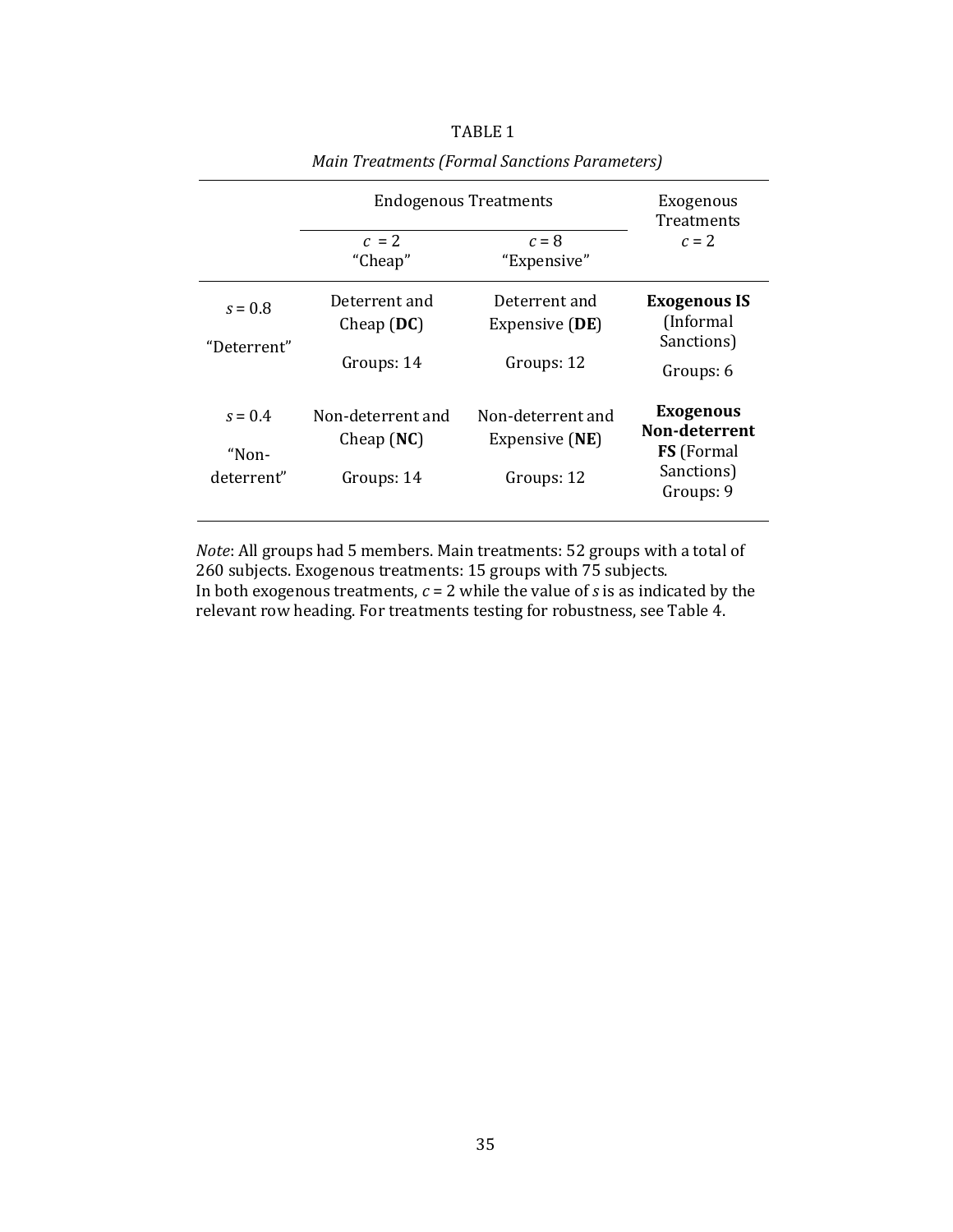TABLE 1

*Main Treatments (Formal Sanctions Parameters)*

| | Endogenous Treatments | | Exogenous Treatments |
|---|---|---|---|
| | $c = 2$ "Cheap" | $c = 8$ "Expensive" | $c = 2$ |
| $s = 0.8$ "Deterrent" | Deterrent and Cheap (**DC**) Groups: 14 | Deterrent and Expensive (**DE**) Groups: 12 | **Exogenous IS** (Informal Sanctions) Groups: 6 |
| $s = 0.4$ "Non-deterrent" | Non-deterrent and Cheap (**NC**) Groups: 14 | Non-deterrent and Expensive (**NE**) Groups: 12 | **Exogenous Non-deterrent FS** (Formal Sanctions) Groups: 9 |

*Note*: All groups had 5 members. Main treatments: 52 groups with a total of 260 subjects. Exogenous treatments: 15 groups with 75 subjects.
In both exogenous treatments, $c = 2$ while the value of $s$ is as indicated by the relevant row heading. For treatments testing for robustness, see Table 4.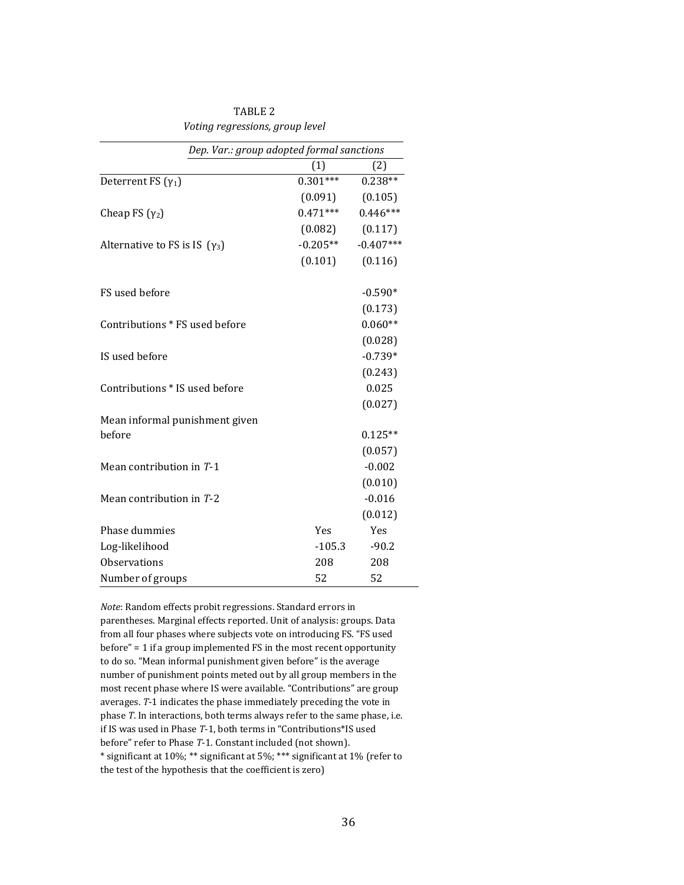TABLE 2

*Voting regressions, group level*

| | *Dep. Var.: group adopted formal sanctions* | |
|---|---|---|
| | (1) | (2) |
| Deterrent FS ($\gamma_1$) | 0.301*** | 0.238** |
| | (0.091) | (0.105) |
| Cheap FS ($\gamma_2$) | 0.471*** | 0.446*** |
| | (0.082) | (0.117) |
| Alternative to FS is IS ($\gamma_3$) | -0.205** | -0.407*** |
| | (0.101) | (0.116) |
| FS used before | | -0.590* |
| | | (0.173) |
| Contributions * FS used before | | 0.060** |
| | | (0.028) |
| IS used before | | -0.739* |
| | | (0.243) |
| Contributions * IS used before | | 0.025 |
| | | (0.027) |
| Mean informal punishment given before | | 0.125** |
| | | (0.057) |
| Mean contribution in $T$-1 | | -0.002 |
| | | (0.010) |
| Mean contribution in $T$-2 | | -0.016 |
| | | (0.012) |
| Phase dummies | Yes | Yes |
| Log-likelihood | -105.3 | -90.2 |
| Observations | 208 | 208 |
| Number of groups | 52 | 52 |

*Note*: Random effects probit regressions. Standard errors in parentheses. Marginal effects reported. Unit of analysis: groups. Data from all four phases where subjects vote on introducing FS. "FS used before" = 1 if a group implemented FS in the most recent opportunity to do so. "Mean informal punishment given before" is the average number of punishment points meted out by all group members in the most recent phase where IS were available. "Contributions" are group averages. $T$-1 indicates the phase immediately preceding the vote in phase $T$. In interactions, both terms always refer to the same phase, i.e. if IS was used in Phase $T$-1, both terms in "Contributions*IS used before" refer to Phase $T$-1. Constant included (not shown).
* significant at 10%; ** significant at 5%; *** significant at 1% (refer to the test of the hypothesis that the coefficient is zero)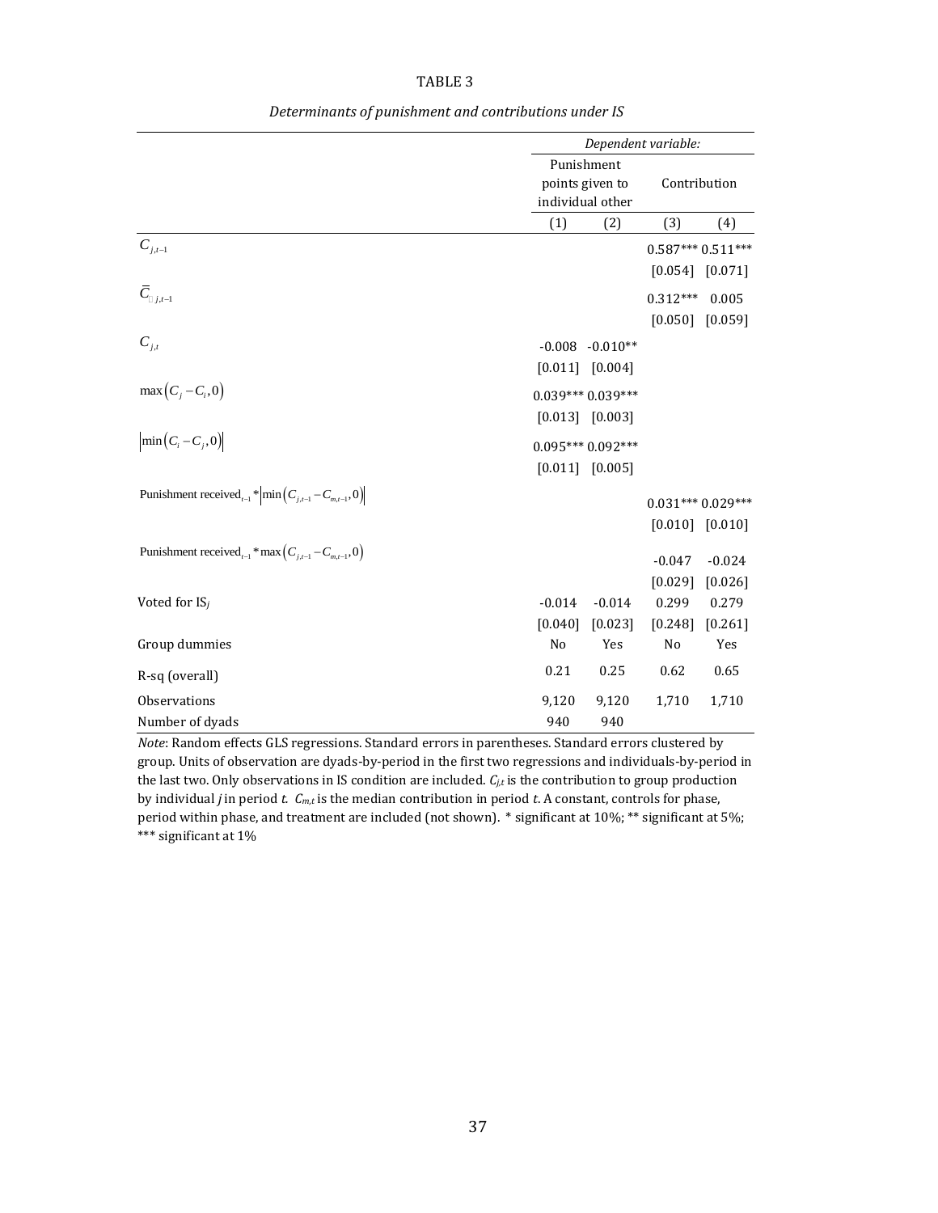TABLE 3

*Determinants of punishment and contributions under IS*

| | *Dependent variable:* | | | |
|---|---|---|---|---|
| | Punishment points given to individual other | | Contribution | |
| | (1) | (2) | (3) | (4) |
| $C_{j,t-1}$ | | | 0.587*** | 0.511*** |
| | | | [0.054] | [0.071] |
| $\bar{C}_{-j,t-1}$ | | | 0.312*** | 0.005 |
| | | | [0.050] | [0.059] |
| $C_{j,t}$ | -0.008 | -0.010** | | |
| | [0.011] | [0.004] | | |
| $\max\left(C_j - C_i, 0\right)$ | 0.039*** | 0.039*** | | |
| | [0.013] | [0.003] | | |
| $\left\|\min\left(C_i - C_j, 0\right)\right\|$ | 0.095*** | 0.092*** | | |
| | [0.011] | [0.005] | | |
| Punishment received$_{t-1}$ * $\left\|\min\left(C_{j,t-1} - C_{m,t-1}, 0\right)\right\|$ | | | 0.031*** | 0.029*** |
| | | | [0.010] | [0.010] |
| Punishment received$_{t-1}$ * $\max\left(C_{j,t-1} - C_{m,t-1}, 0\right)$ | | | -0.047 | -0.024 |
| | | | [0.029] | [0.026] |
| Voted for IS$_j$ | -0.014 | -0.014 | 0.299 | 0.279 |
| | [0.040] | [0.023] | [0.248] | [0.261] |
| Group dummies | No | Yes | No | Yes |
| R-sq (overall) | 0.21 | 0.25 | 0.62 | 0.65 |
| Observations | 9,120 | 9,120 | 1,710 | 1,710 |
| Number of dyads | 940 | 940 | | |

*Note*: Random effects GLS regressions. Standard errors in parentheses. Standard errors clustered by group. Units of observation are dyads-by-period in the first two regressions and individuals-by-period in the last two. Only observations in IS condition are included. $C_{j,t}$ is the contribution to group production by individual $j$ in period $t$. $C_{m,t}$ is the median contribution in period $t$. A constant, controls for phase, period within phase, and treatment are included (not shown). * significant at 10%; ** significant at 5%; *** significant at 1%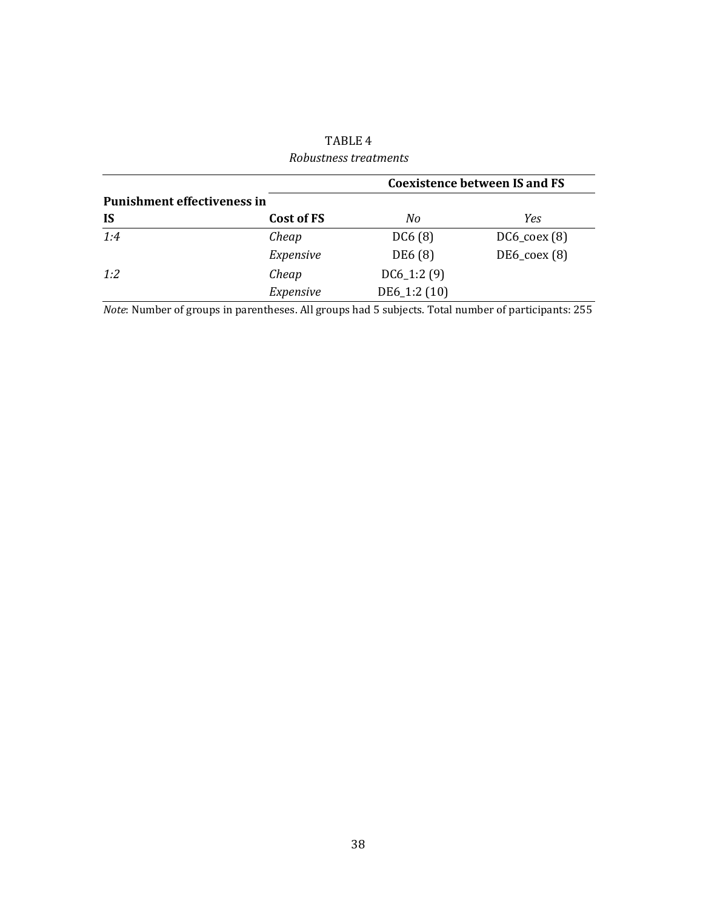TABLE 4

*Robustness treatments*

| Punishment effectiveness in IS | Cost of FS | Coexistence between IS and FS | |
|---|---|---|---|
| | | *No* | *Yes* |
| *1:4* | *Cheap* | DC6 (8) | DC6_coex (8) |
| | *Expensive* | DE6 (8) | DE6_coex (8) |
| *1:2* | *Cheap* | DC6_1:2 (9) | |
| | *Expensive* | DE6_1:2 (10) | |

*Note*: Number of groups in parentheses. All groups had 5 subjects. Total number of participants: 255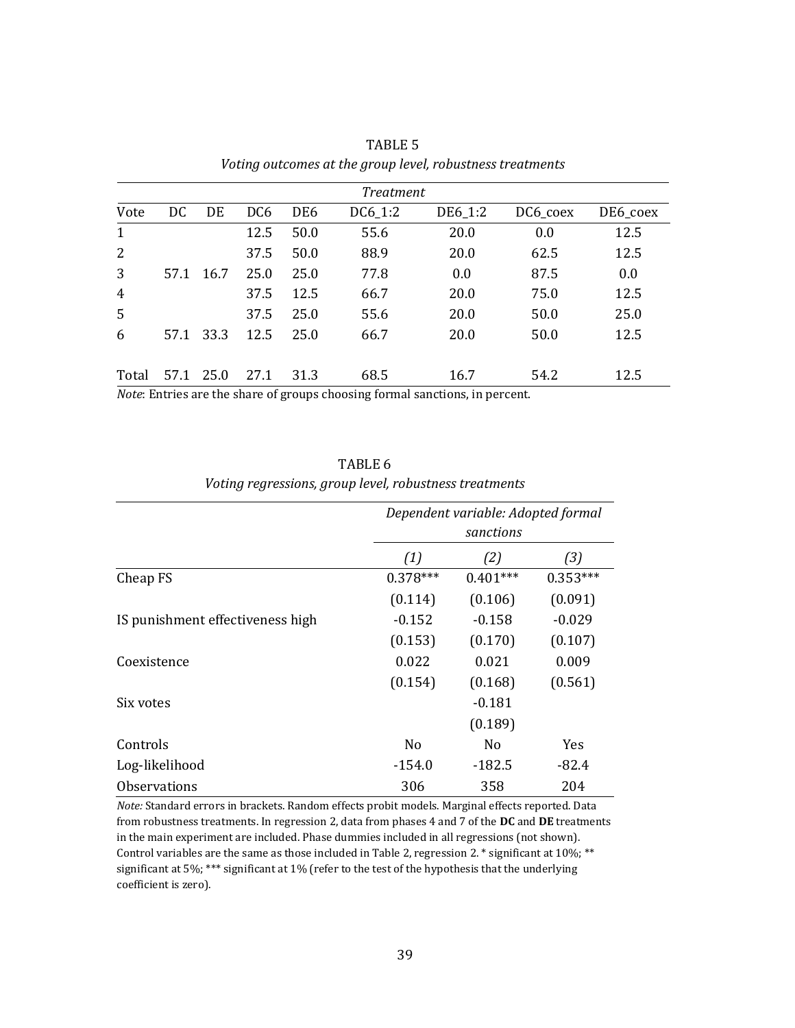TABLE 5

*Voting outcomes at the group level, robustness treatments*

| | *Treatment* | | | | | | | |
|---|---|---|---|---|---|---|---|---|
| Vote | DC | DE | DC6 | DE6 | DC6_1:2 | DE6_1:2 | DC6_coex | DE6_coex |
| 1 | | | 12.5 | 50.0 | 55.6 | 20.0 | 0.0 | 12.5 |
| 2 | | | 37.5 | 50.0 | 88.9 | 20.0 | 62.5 | 12.5 |
| 3 | 57.1 | 16.7 | 25.0 | 25.0 | 77.8 | 0.0 | 87.5 | 0.0 |
| 4 | | | 37.5 | 12.5 | 66.7 | 20.0 | 75.0 | 12.5 |
| 5 | | | 37.5 | 25.0 | 55.6 | 20.0 | 50.0 | 25.0 |
| 6 | 57.1 | 33.3 | 12.5 | 25.0 | 66.7 | 20.0 | 50.0 | 12.5 |
| Total | 57.1 | 25.0 | 27.1 | 31.3 | 68.5 | 16.7 | 54.2 | 12.5 |

*Note*: Entries are the share of groups choosing formal sanctions, in percent.

TABLE 6

*Voting regressions, group level, robustness treatments*

| | *Dependent variable: Adopted formal sanctions* | | |
|---|---|---|---|
| | *(1)* | *(2)* | *(3)* |
| Cheap FS | 0.378*** | 0.401*** | 0.353*** |
| | (0.114) | (0.106) | (0.091) |
| IS punishment effectiveness high | -0.152 | -0.158 | -0.029 |
| | (0.153) | (0.170) | (0.107) |
| Coexistence | 0.022 | 0.021 | 0.009 |
| | (0.154) | (0.168) | (0.561) |
| Six votes | | -0.181 | |
| | | (0.189) | |
| Controls | No | No | Yes |
| Log-likelihood | -154.0 | -182.5 | -82.4 |
| Observations | 306 | 358 | 204 |

*Note:* Standard errors in brackets. Random effects probit models. Marginal effects reported. Data from robustness treatments. In regression 2, data from phases 4 and 7 of the **DC** and **DE** treatments in the main experiment are included. Phase dummies included in all regressions (not shown). Control variables are the same as those included in Table 2, regression 2. * significant at 10%; ** significant at 5%; *** significant at 1% (refer to the test of the hypothesis that the underlying coefficient is zero).